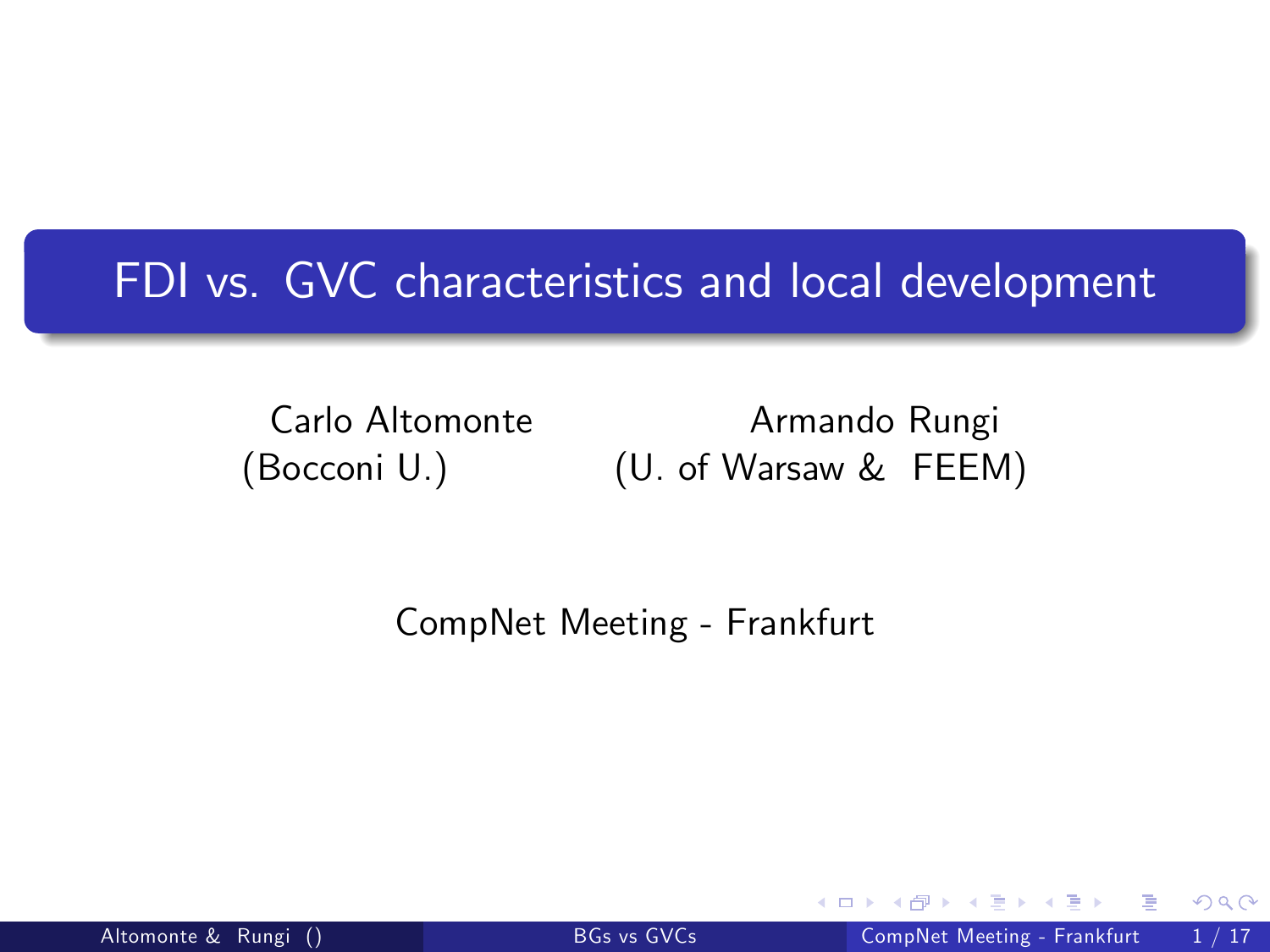# FDI vs. GVC characteristics and local development

Carlo Altomonte (Bocconi U.)

Armando Rungi (U. of Warsaw & FEEM)

CompNet Meeting - Frankfurt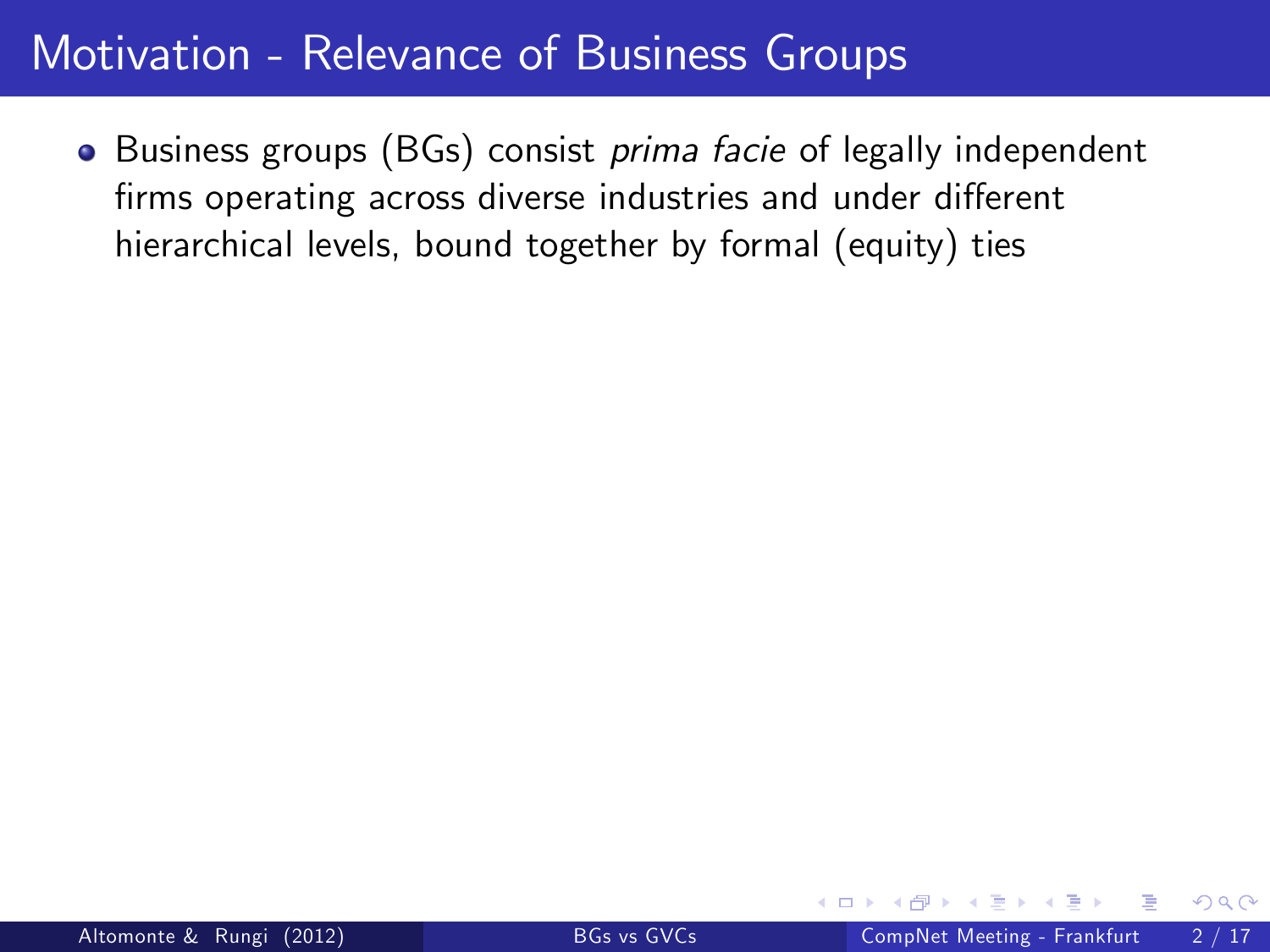# Motivation - Relevance of Business Groups

- Business groups (BGs) consist *prima facie* of legally independent firms operating across diverse industries and under different hierarchical levels, bound together by formal (equity) ties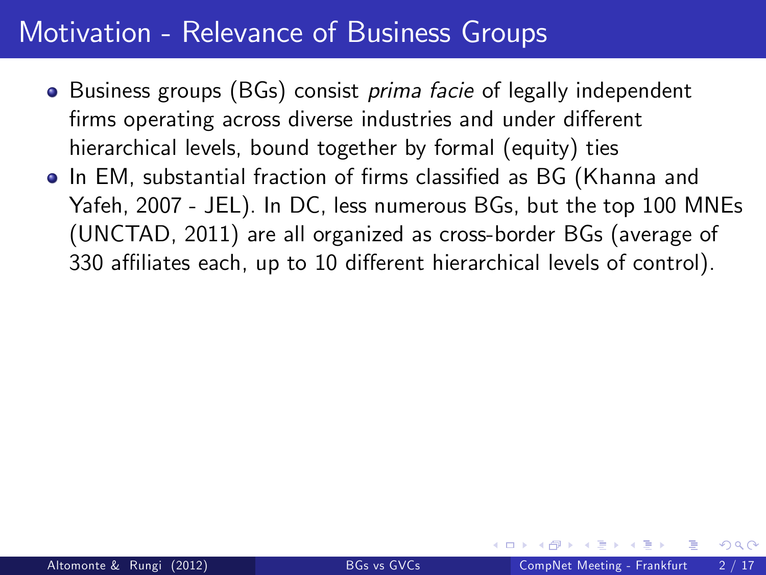# Motivation - Relevance of Business Groups

- Business groups (BGs) consist *prima facie* of legally independent firms operating across diverse industries and under different hierarchical levels, bound together by formal (equity) ties
- In EM, substantial fraction of firms classified as BG (Khanna and Yafeh, 2007 - JEL). In DC, less numerous BGs, but the top 100 MNEs (UNCTAD, 2011) are all organized as cross-border BGs (average of 330 affiliates each, up to 10 different hierarchical levels of control).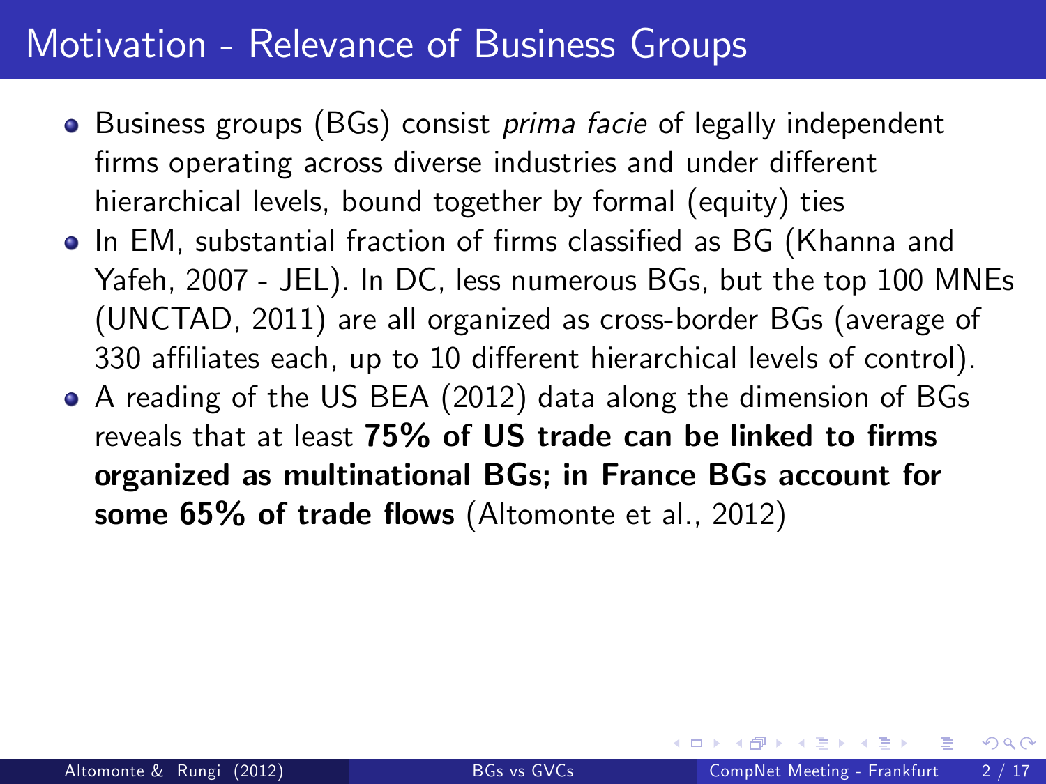# Motivation - Relevance of Business Groups

- Business groups (BGs) consist *prima facie* of legally independent firms operating across diverse industries and under different hierarchical levels, bound together by formal (equity) ties
- In EM, substantial fraction of firms classified as BG (Khanna and Yafeh, 2007 - JEL). In DC, less numerous BGs, but the top 100 MNEs (UNCTAD, 2011) are all organized as cross-border BGs (average of 330 affiliates each, up to 10 different hierarchical levels of control).
- A reading of the US BEA (2012) data along the dimension of BGs reveals that at least **75% of US trade can be linked to firms organized as multinational BGs; in France BGs account for some 65% of trade flows** (Altomonte et al., 2012)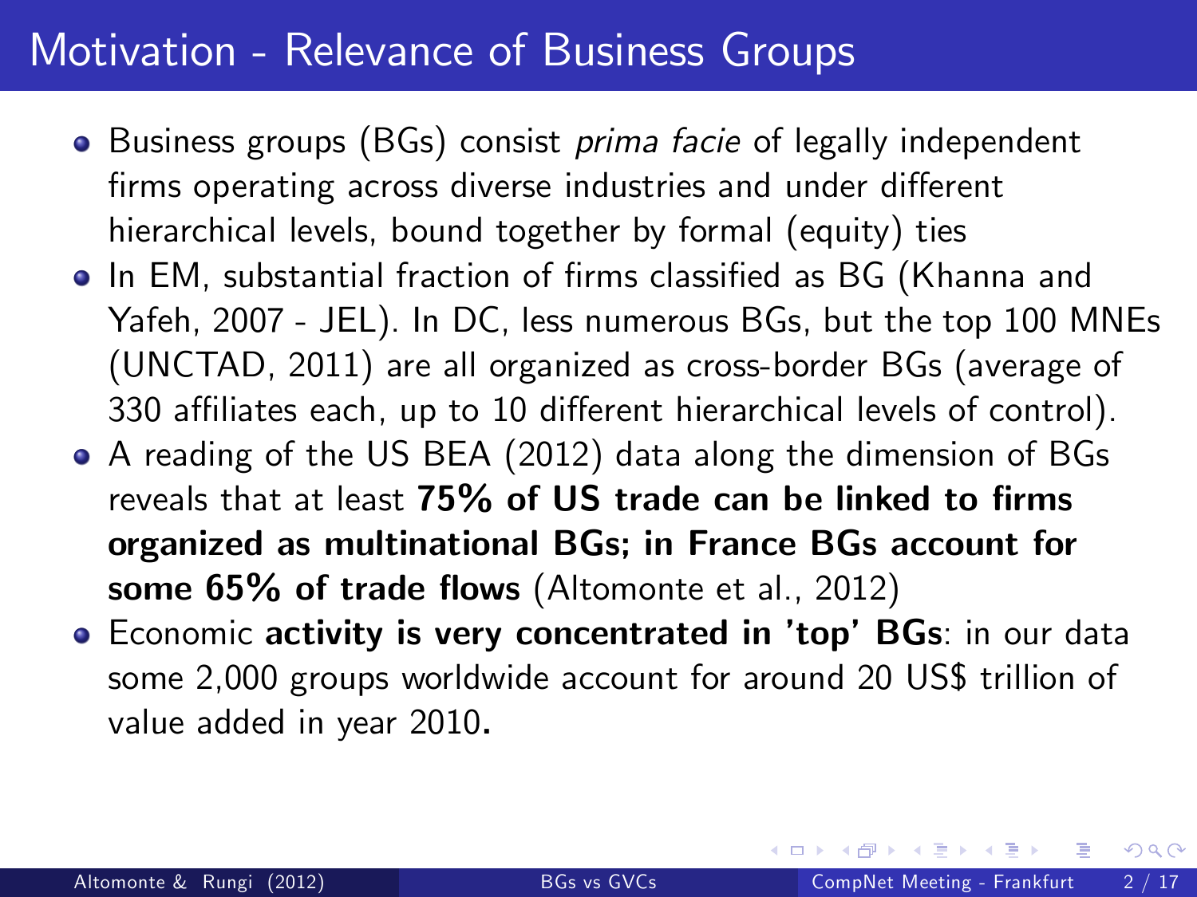# Motivation - Relevance of Business Groups

- Business groups (BGs) consist *prima facie* of legally independent firms operating across diverse industries and under different hierarchical levels, bound together by formal (equity) ties
- In EM, substantial fraction of firms classified as BG (Khanna and Yafeh, 2007 - JEL). In DC, less numerous BGs, but the top 100 MNEs (UNCTAD, 2011) are all organized as cross-border BGs (average of 330 affiliates each, up to 10 different hierarchical levels of control).
- A reading of the US BEA (2012) data along the dimension of BGs reveals that at least **75% of US trade can be linked to firms organized as multinational BGs; in France BGs account for some 65% of trade flows** (Altomonte et al., 2012)
- Economic **activity is very concentrated in 'top' BGs**: in our data some 2,000 groups worldwide account for around 20 US$ trillion of value added in year 2010**.**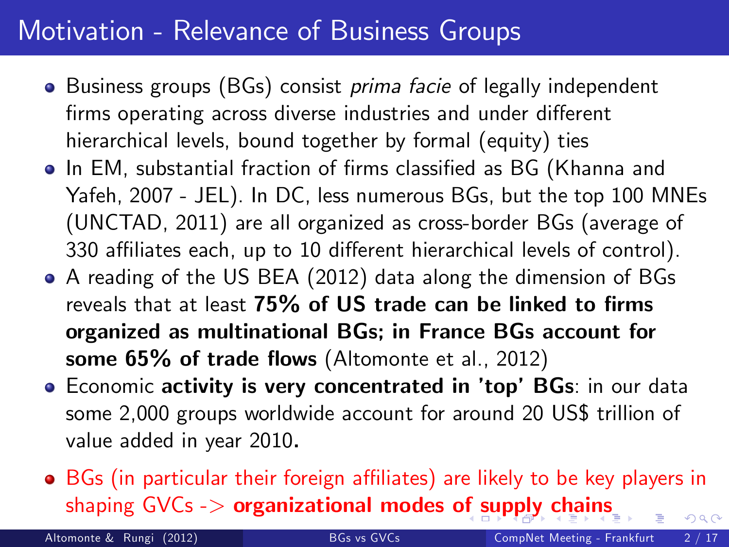# Motivation - Relevance of Business Groups

- Business groups (BGs) consist *prima facie* of legally independent firms operating across diverse industries and under different hierarchical levels, bound together by formal (equity) ties
- In EM, substantial fraction of firms classified as BG (Khanna and Yafeh, 2007 - JEL). In DC, less numerous BGs, but the top 100 MNEs (UNCTAD, 2011) are all organized as cross-border BGs (average of 330 affiliates each, up to 10 different hierarchical levels of control).
- A reading of the US BEA (2012) data along the dimension of BGs reveals that at least **75% of US trade can be linked to firms organized as multinational BGs; in France BGs account for some 65% of trade flows** (Altomonte et al., 2012)
- Economic **activity is very concentrated in 'top' BGs**: in our data some 2,000 groups worldwide account for around 20 US$ trillion of value added in year 2010**.**
- BGs (in particular their foreign affiliates) are likely to be key players in shaping GVCs -> **organizational modes of supply chains**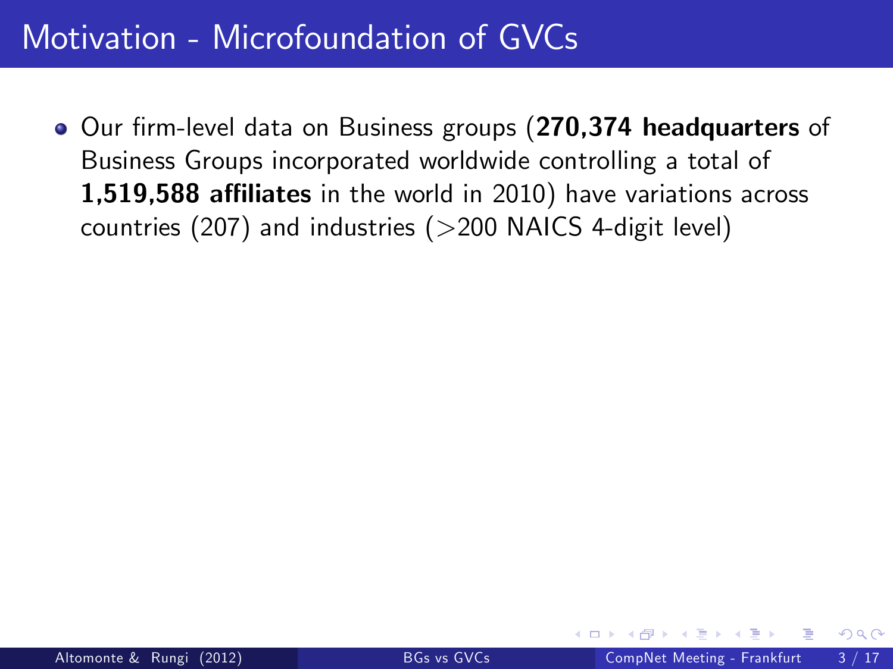# Motivation - Microfoundation of GVCs

- Our firm-level data on Business groups (**270,374 headquarters** of Business Groups incorporated worldwide controlling a total of **1,519,588 affiliates** in the world in 2010) have variations across countries (207) and industries (>200 NAICS 4-digit level)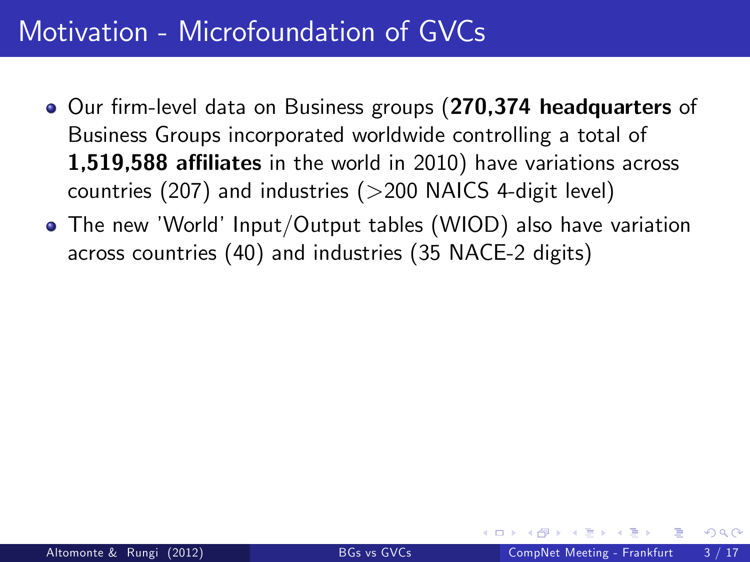# Motivation - Microfoundation of GVCs

- Our firm-level data on Business groups (**270,374 headquarters** of Business Groups incorporated worldwide controlling a total of **1,519,588 affiliates** in the world in 2010) have variations across countries (207) and industries (>200 NAICS 4-digit level)
- The new 'World' Input/Output tables (WIOD) also have variation across countries (40) and industries (35 NACE-2 digits)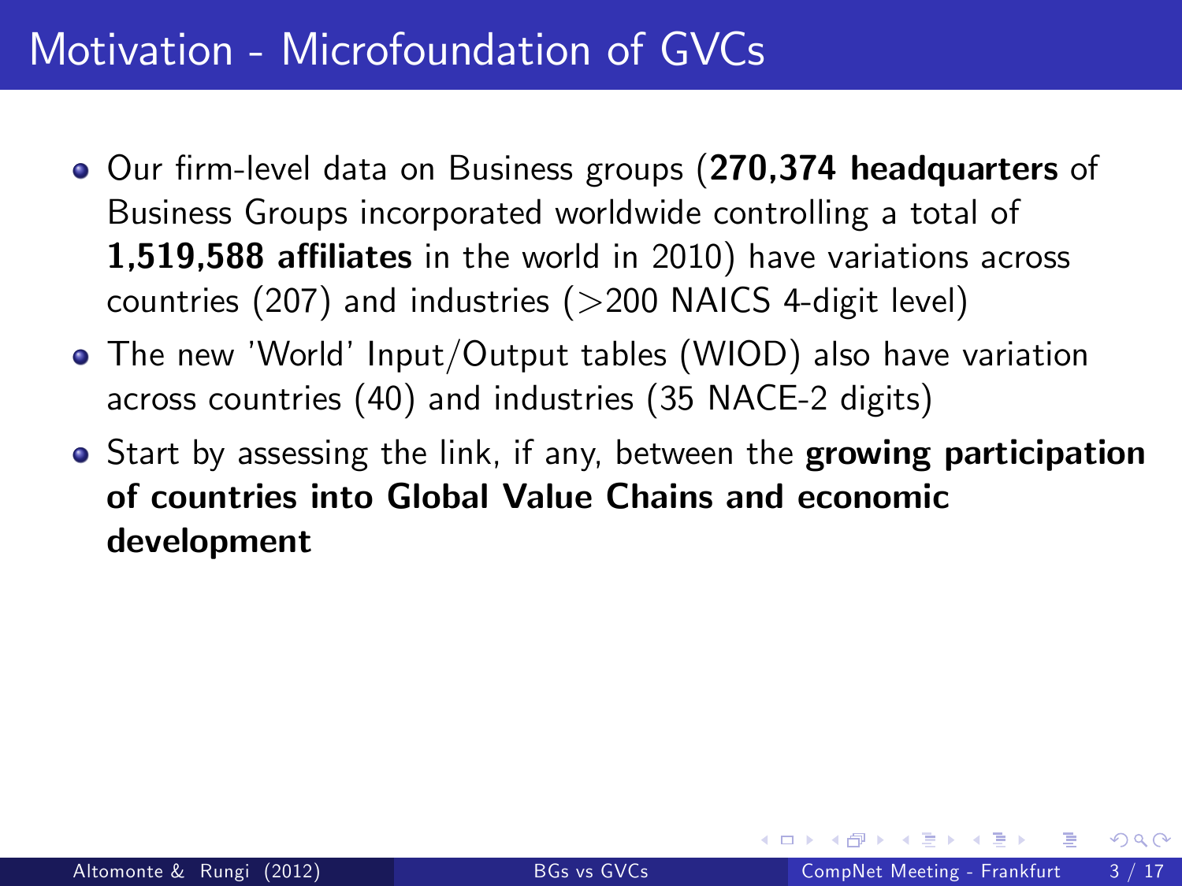# Motivation - Microfoundation of GVCs

- Our firm-level data on Business groups (**270,374 headquarters** of Business Groups incorporated worldwide controlling a total of **1,519,588 affiliates** in the world in 2010) have variations across countries (207) and industries (>200 NAICS 4-digit level)
- The new 'World' Input/Output tables (WIOD) also have variation across countries (40) and industries (35 NACE-2 digits)
- Start by assessing the link, if any, between the **growing participation of countries into Global Value Chains and economic development**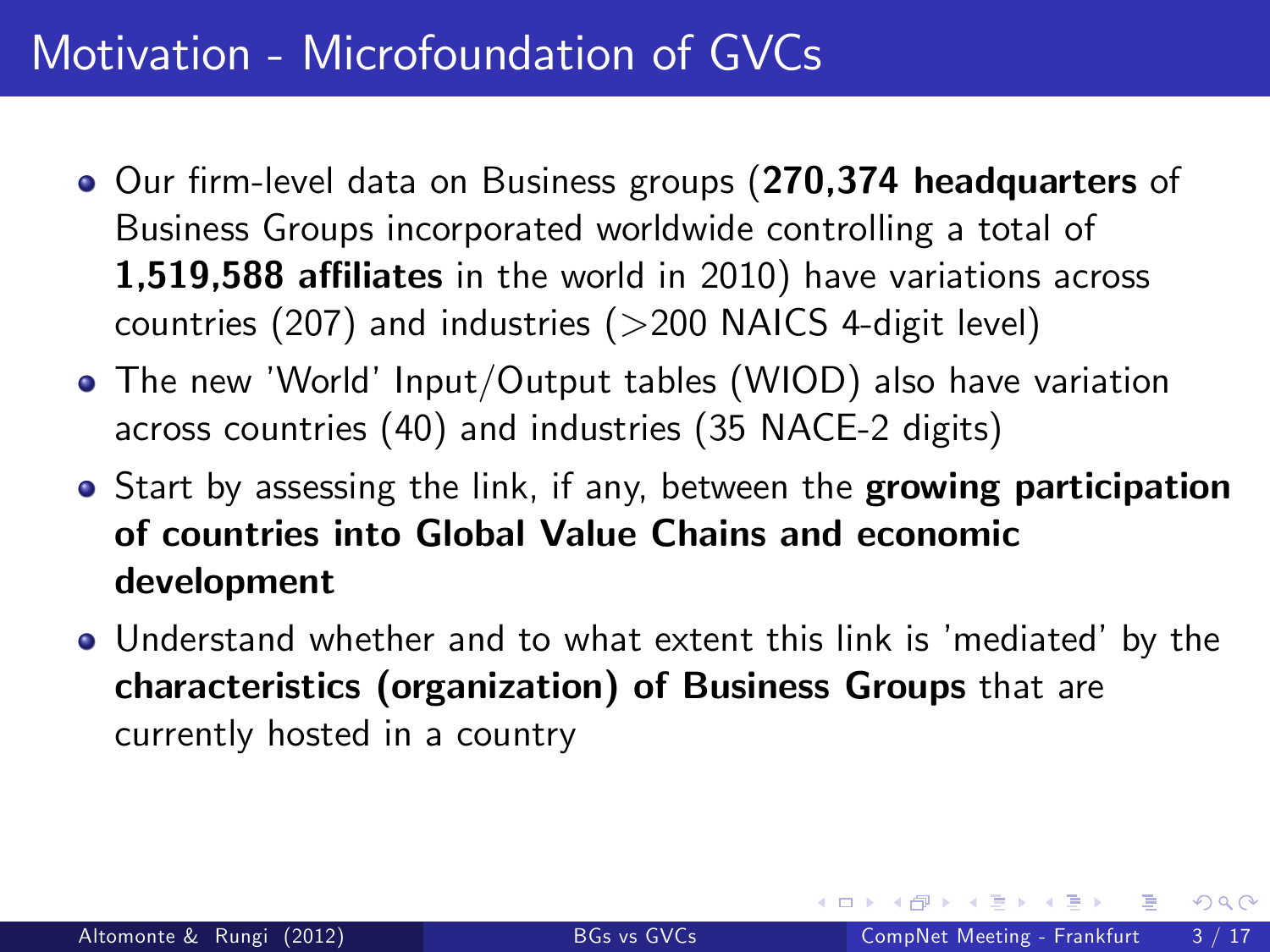# Motivation - Microfoundation of GVCs

- Our firm-level data on Business groups (**270,374 headquarters** of Business Groups incorporated worldwide controlling a total of **1,519,588 affiliates** in the world in 2010) have variations across countries (207) and industries (>200 NAICS 4-digit level)
- The new 'World' Input/Output tables (WIOD) also have variation across countries (40) and industries (35 NACE-2 digits)
- Start by assessing the link, if any, between the **growing participation of countries into Global Value Chains and economic development**
- Understand whether and to what extent this link is 'mediated' by the **characteristics (organization) of Business Groups** that are currently hosted in a country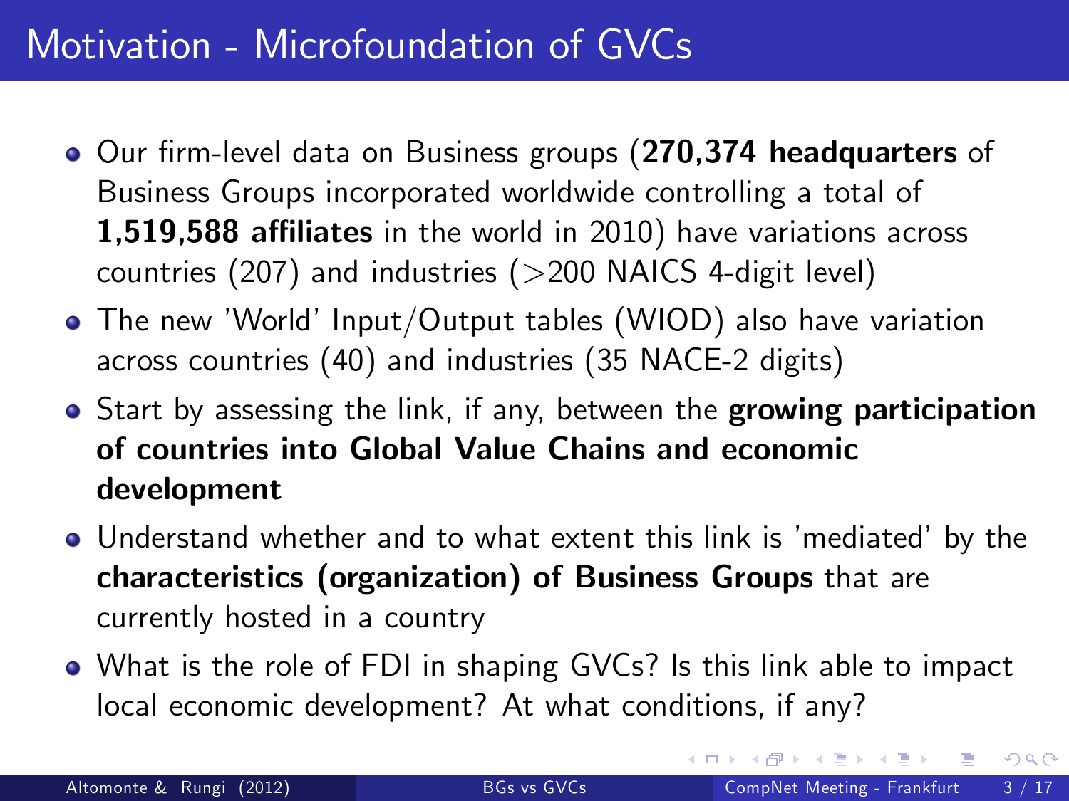# Motivation - Microfoundation of GVCs

- Our firm-level data on Business groups (**270,374 headquarters** of Business Groups incorporated worldwide controlling a total of **1,519,588 affiliates** in the world in 2010) have variations across countries (207) and industries (>200 NAICS 4-digit level)
- The new 'World' Input/Output tables (WIOD) also have variation across countries (40) and industries (35 NACE-2 digits)
- Start by assessing the link, if any, between the **growing participation of countries into Global Value Chains and economic development**
- Understand whether and to what extent this link is 'mediated' by the **characteristics (organization) of Business Groups** that are currently hosted in a country
- What is the role of FDI in shaping GVCs? Is this link able to impact local economic development? At what conditions, if any?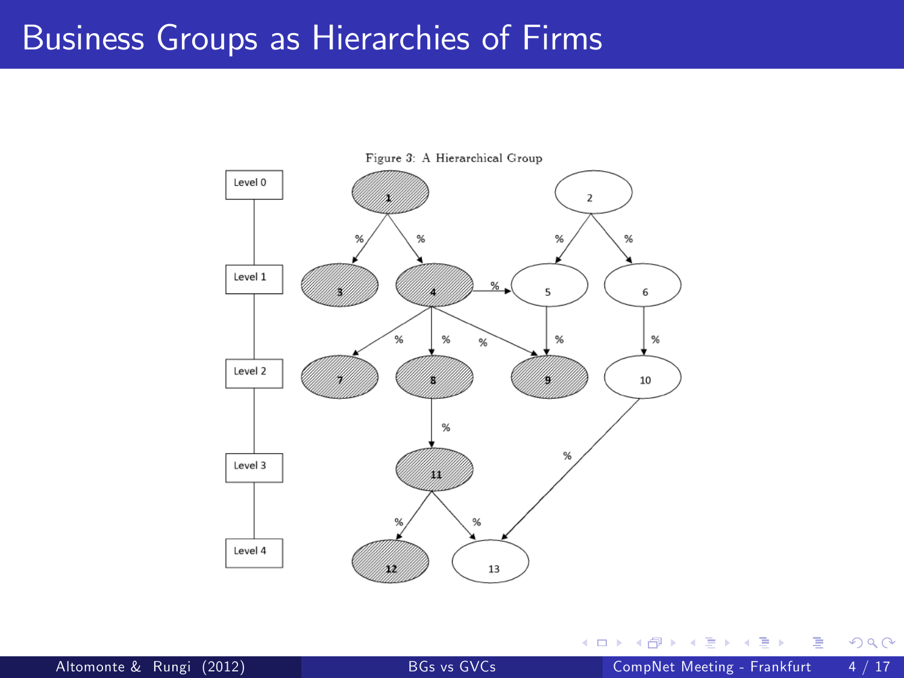# Business Groups as Hierarchies of Firms

Figure 3: A Hierarchical Group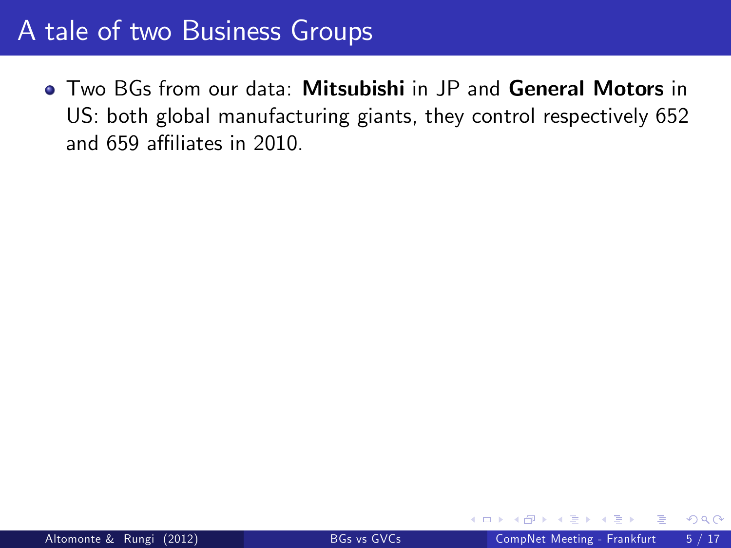# A tale of two Business Groups

- Two BGs from our data: **Mitsubishi** in JP and **General Motors** in US: both global manufacturing giants, they control respectively 652 and 659 affiliates in 2010.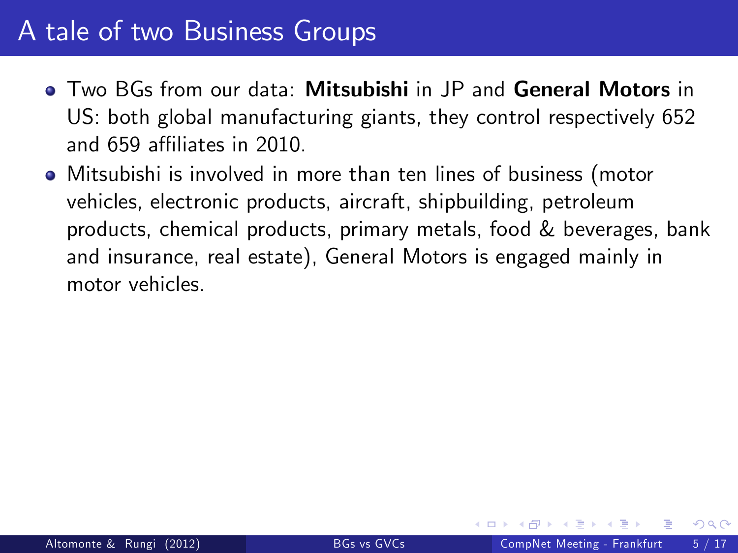# A tale of two Business Groups

- Two BGs from our data: **Mitsubishi** in JP and **General Motors** in US: both global manufacturing giants, they control respectively 652 and 659 affiliates in 2010.
- Mitsubishi is involved in more than ten lines of business (motor vehicles, electronic products, aircraft, shipbuilding, petroleum products, chemical products, primary metals, food & beverages, bank and insurance, real estate), General Motors is engaged mainly in motor vehicles.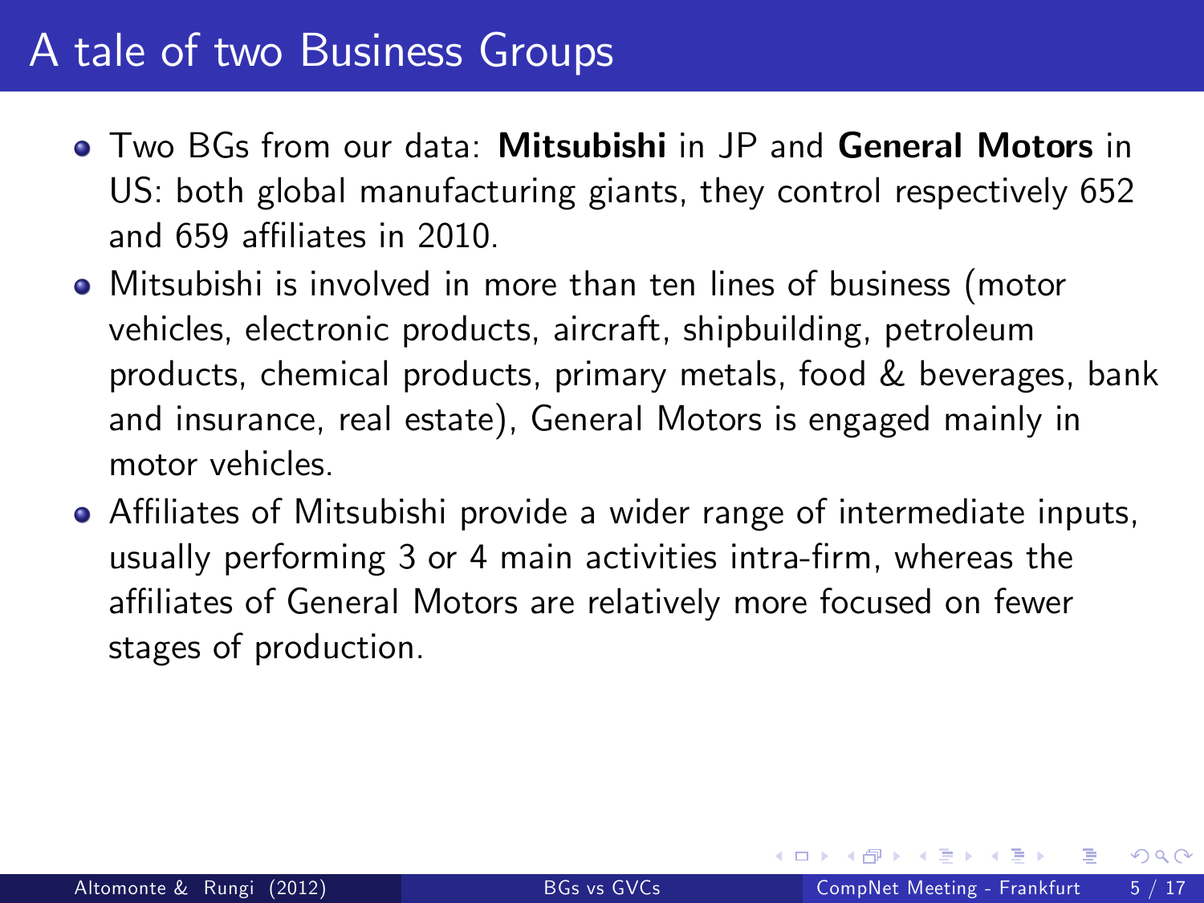# A tale of two Business Groups

- Two BGs from our data: **Mitsubishi** in JP and **General Motors** in US: both global manufacturing giants, they control respectively 652 and 659 affiliates in 2010.
- Mitsubishi is involved in more than ten lines of business (motor vehicles, electronic products, aircraft, shipbuilding, petroleum products, chemical products, primary metals, food & beverages, bank and insurance, real estate), General Motors is engaged mainly in motor vehicles.
- Affiliates of Mitsubishi provide a wider range of intermediate inputs, usually performing 3 or 4 main activities intra-firm, whereas the affiliates of General Motors are relatively more focused on fewer stages of production.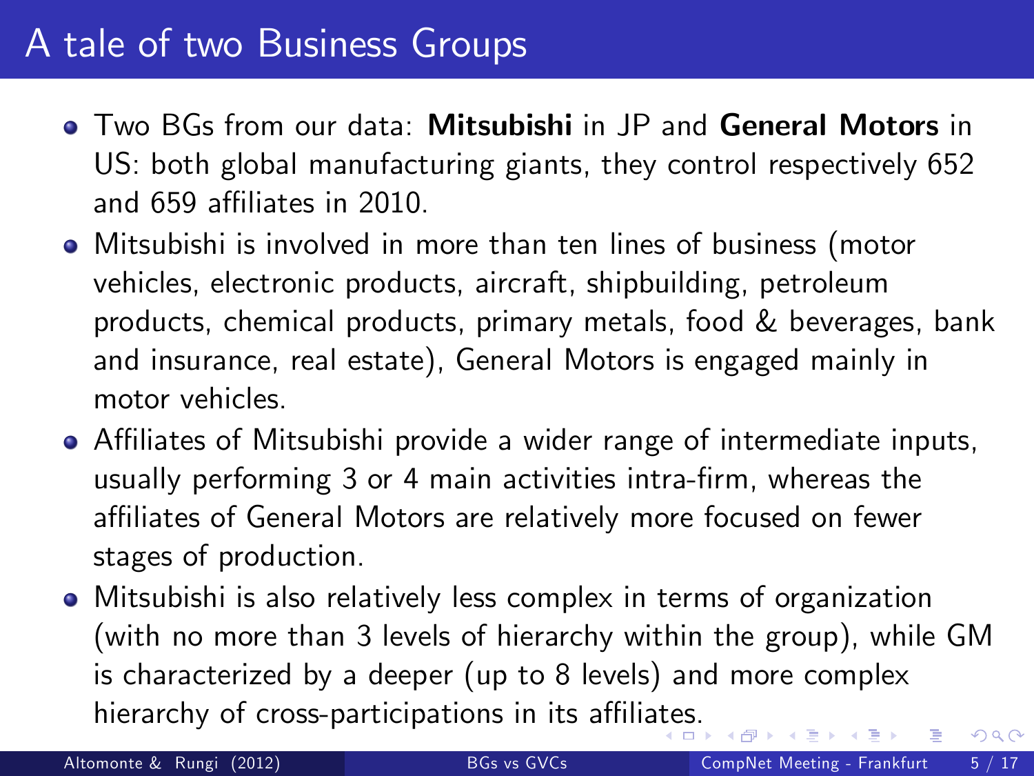# A tale of two Business Groups

- Two BGs from our data: **Mitsubishi** in JP and **General Motors** in US: both global manufacturing giants, they control respectively 652 and 659 affiliates in 2010.
- Mitsubishi is involved in more than ten lines of business (motor vehicles, electronic products, aircraft, shipbuilding, petroleum products, chemical products, primary metals, food & beverages, bank and insurance, real estate), General Motors is engaged mainly in motor vehicles.
- Affiliates of Mitsubishi provide a wider range of intermediate inputs, usually performing 3 or 4 main activities intra-firm, whereas the affiliates of General Motors are relatively more focused on fewer stages of production.
- Mitsubishi is also relatively less complex in terms of organization (with no more than 3 levels of hierarchy within the group), while GM is characterized by a deeper (up to 8 levels) and more complex hierarchy of cross-participations in its affiliates.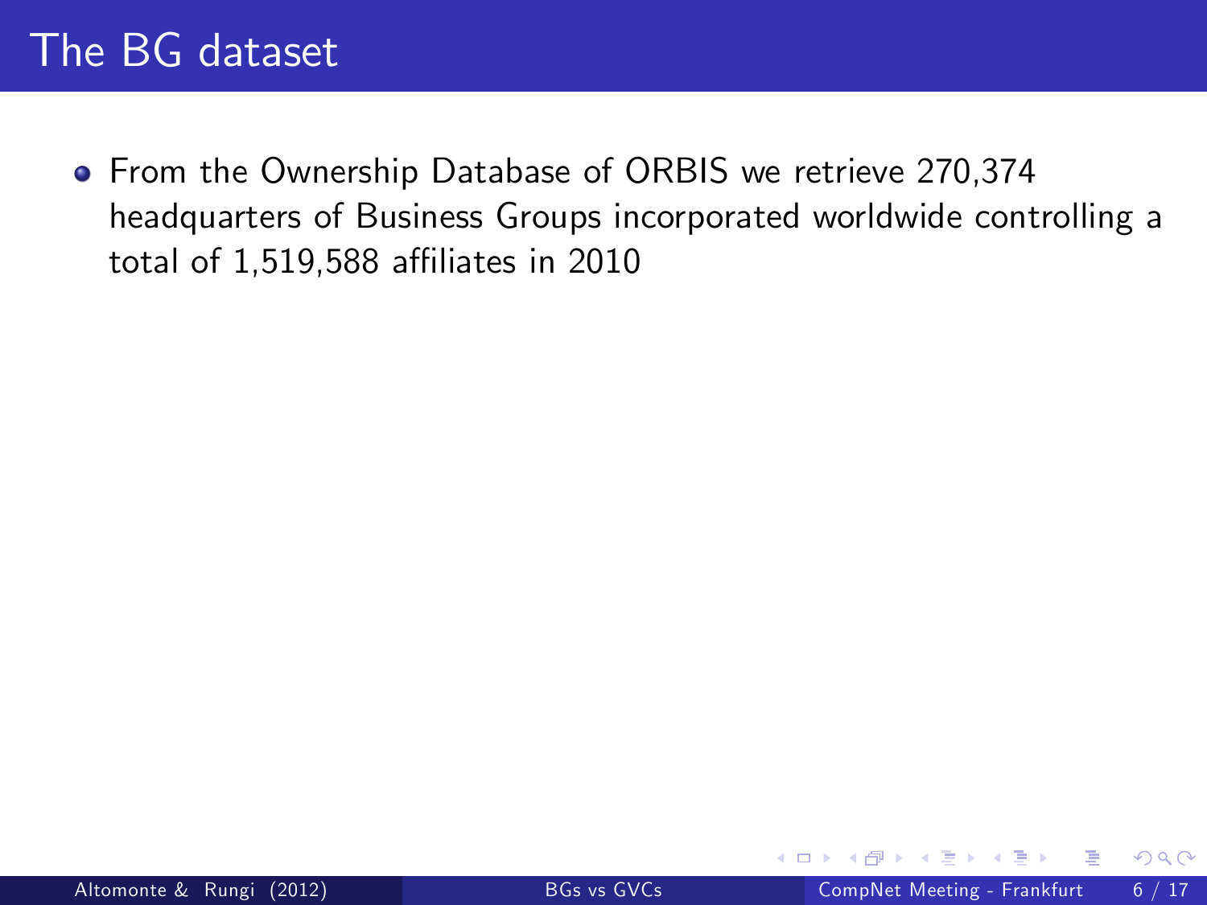# The BG dataset

- From the Ownership Database of ORBIS we retrieve 270,374 headquarters of Business Groups incorporated worldwide controlling a total of 1,519,588 affiliates in 2010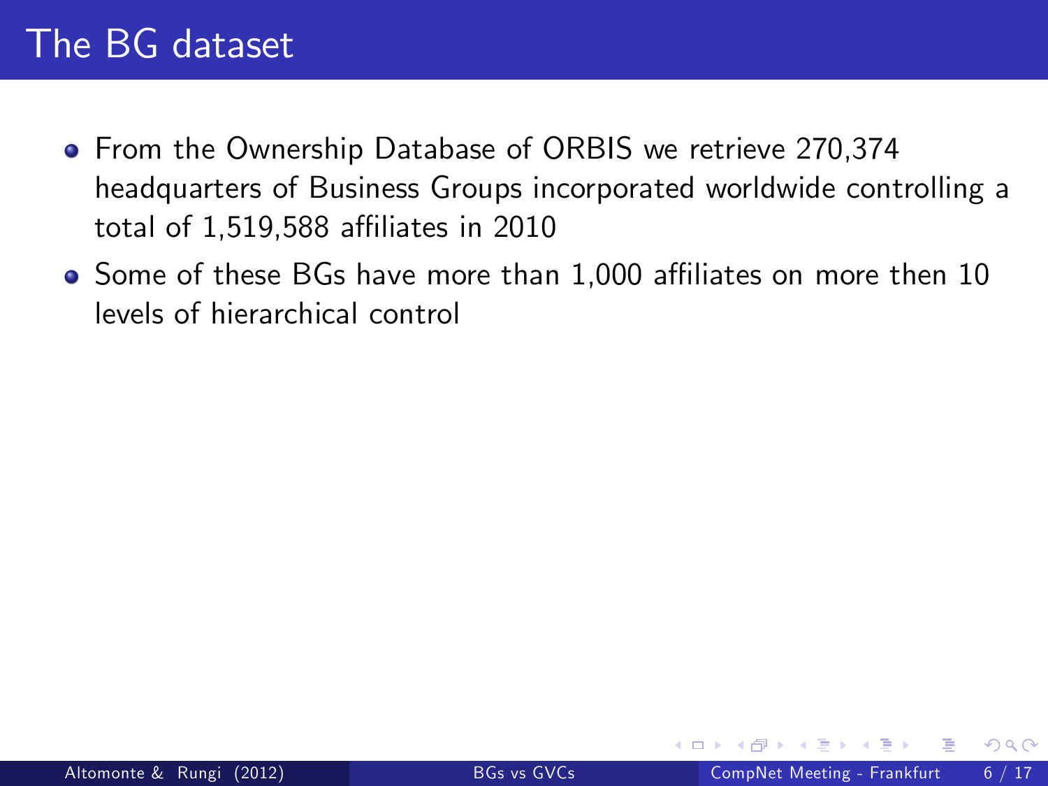# The BG dataset

- From the Ownership Database of ORBIS we retrieve 270,374 headquarters of Business Groups incorporated worldwide controlling a total of 1,519,588 affiliates in 2010
- Some of these BGs have more than 1,000 affiliates on more then 10 levels of hierarchical control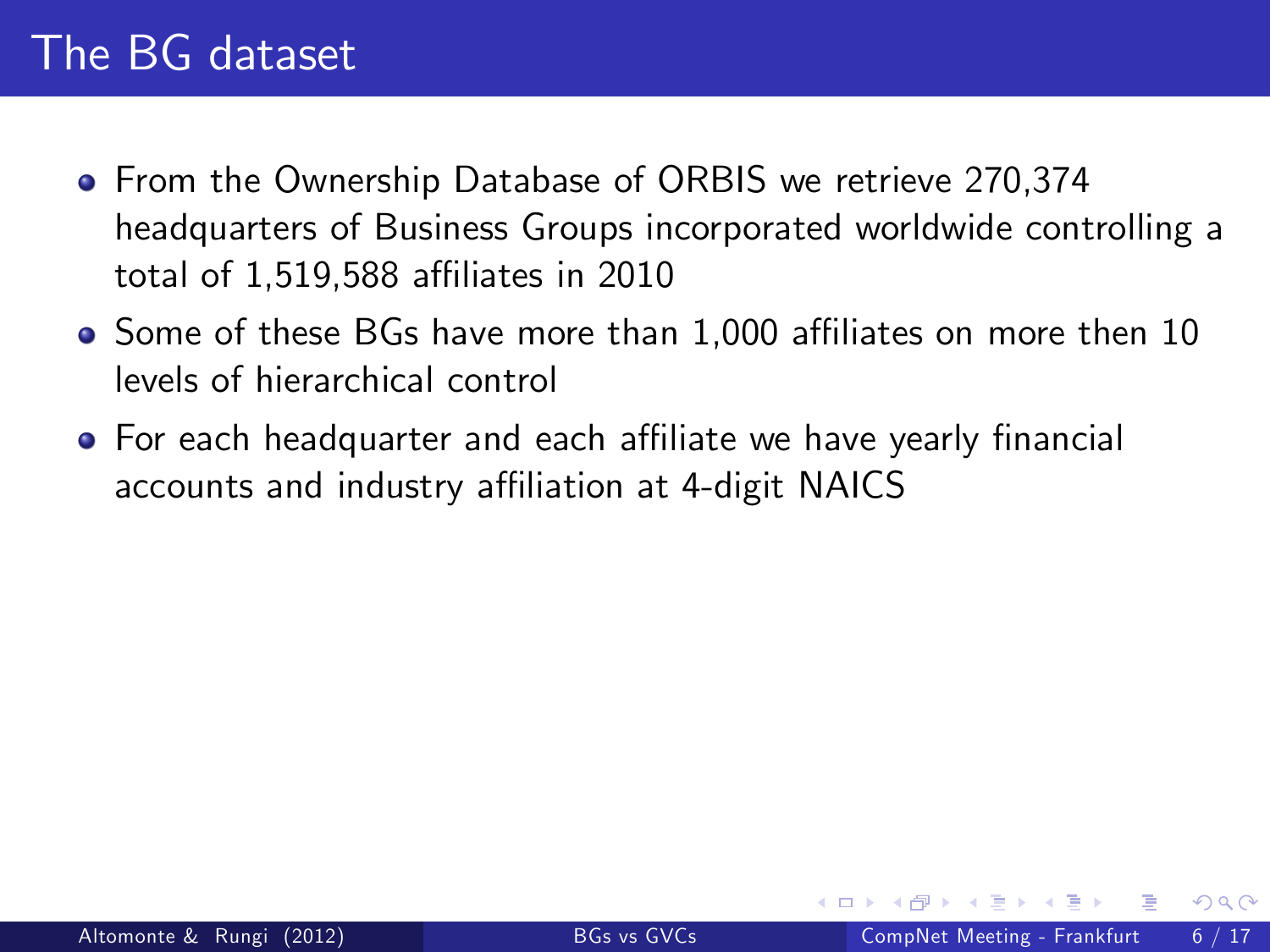# The BG dataset

- From the Ownership Database of ORBIS we retrieve 270,374 headquarters of Business Groups incorporated worldwide controlling a total of 1,519,588 affiliates in 2010
- Some of these BGs have more than 1,000 affiliates on more then 10 levels of hierarchical control
- For each headquarter and each affiliate we have yearly financial accounts and industry affiliation at 4-digit NAICS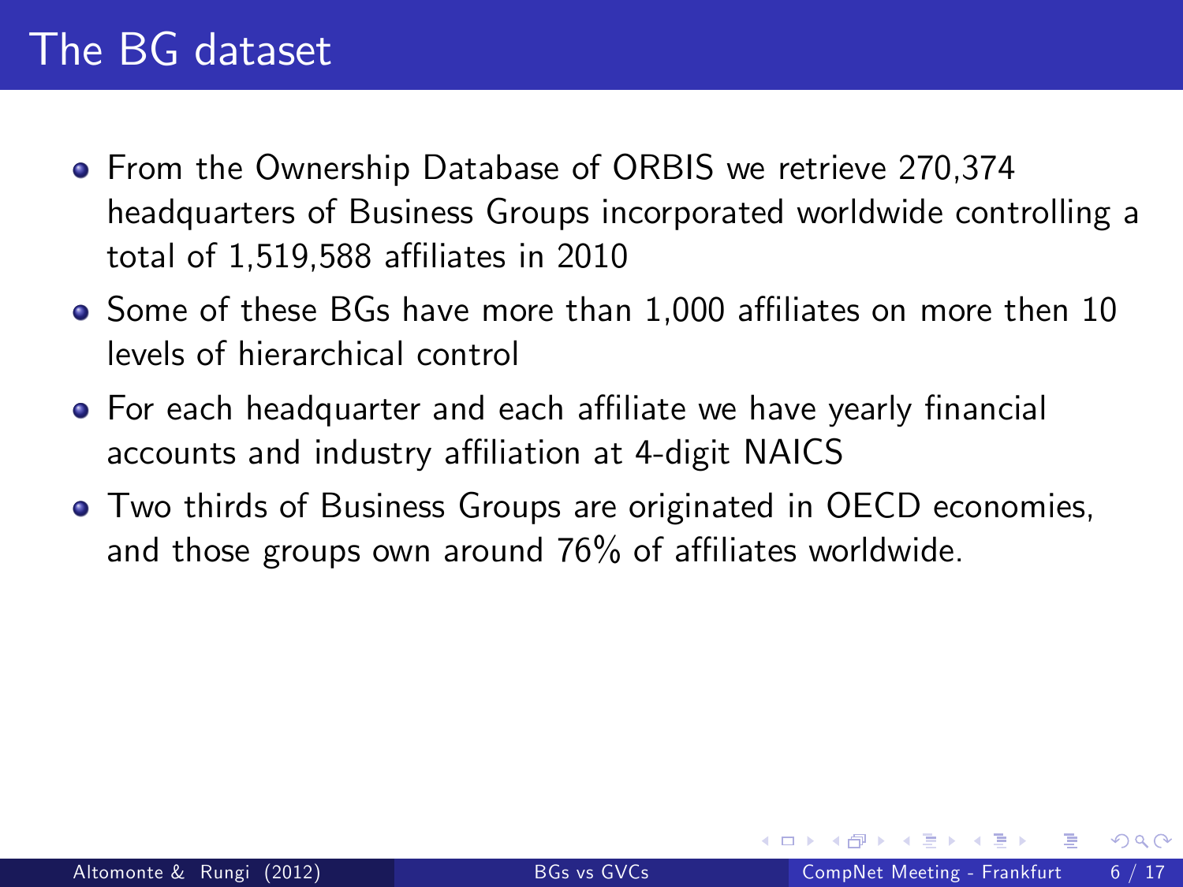# The BG dataset

- From the Ownership Database of ORBIS we retrieve 270,374 headquarters of Business Groups incorporated worldwide controlling a total of 1,519,588 affiliates in 2010
- Some of these BGs have more than 1,000 affiliates on more then 10 levels of hierarchical control
- For each headquarter and each affiliate we have yearly financial accounts and industry affiliation at 4-digit NAICS
- Two thirds of Business Groups are originated in OECD economies, and those groups own around 76% of affiliates worldwide.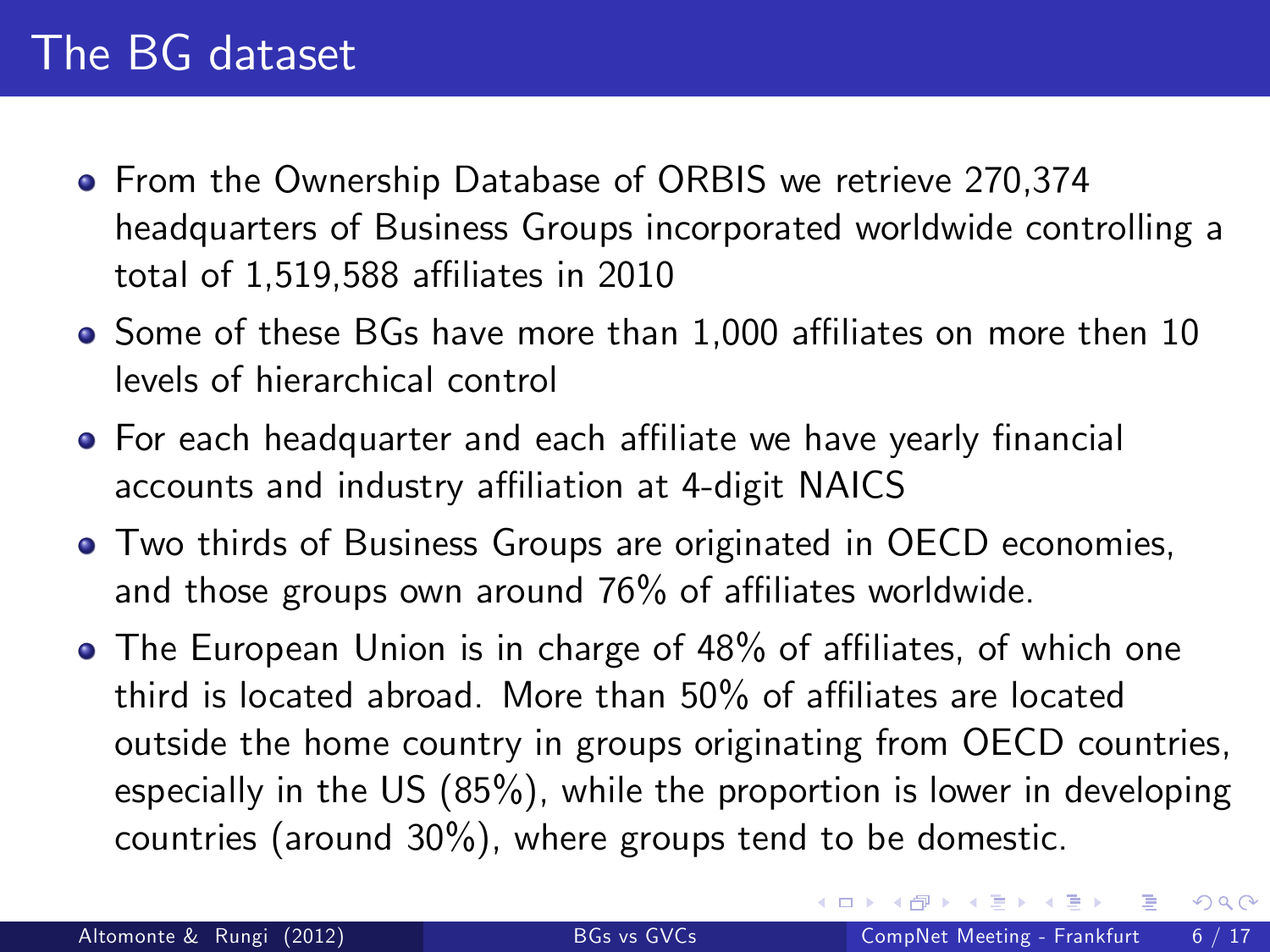# The BG dataset

- From the Ownership Database of ORBIS we retrieve 270,374 headquarters of Business Groups incorporated worldwide controlling a total of 1,519,588 affiliates in 2010
- Some of these BGs have more than 1,000 affiliates on more then 10 levels of hierarchical control
- For each headquarter and each affiliate we have yearly financial accounts and industry affiliation at 4-digit NAICS
- Two thirds of Business Groups are originated in OECD economies, and those groups own around 76% of affiliates worldwide.
- The European Union is in charge of 48% of affiliates, of which one third is located abroad. More than 50% of affiliates are located outside the home country in groups originating from OECD countries, especially in the US (85%), while the proportion is lower in developing countries (around 30%), where groups tend to be domestic.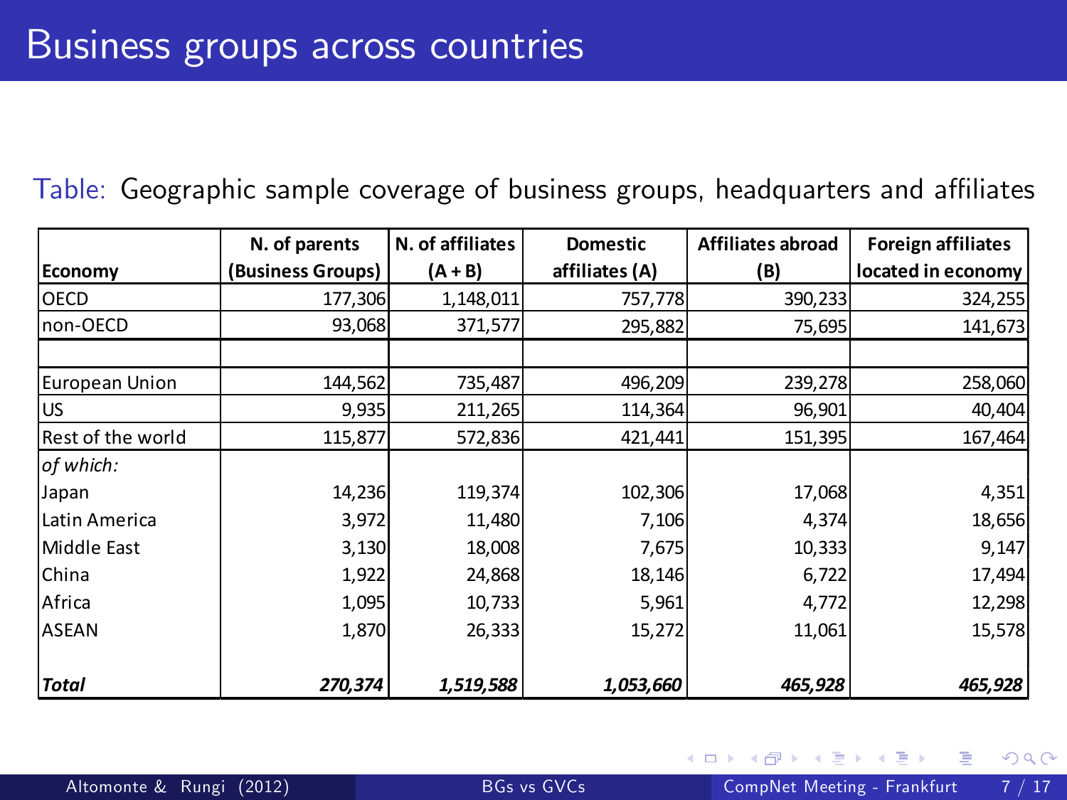# Business groups across countries

Table: Geographic sample coverage of business groups, headquarters and affiliates

| Economy | N. of parents (Business Groups) | N. of affiliates (A + B) | Domestic affiliates (A) | Affiliates abroad (B) | Foreign affiliates located in economy |
|---|---|---|---|---|---|
| OECD | 177,306 | 1,148,011 | 757,778 | 390,233 | 324,255 |
| non-OECD | 93,068 | 371,577 | 295,882 | 75,695 | 141,673 |
| | | | | | |
| European Union | 144,562 | 735,487 | 496,209 | 239,278 | 258,060 |
| US | 9,935 | 211,265 | 114,364 | 96,901 | 40,404 |
| Rest of the world | 115,877 | 572,836 | 421,441 | 151,395 | 167,464 |
| *of which:* | | | | | |
| Japan | 14,236 | 119,374 | 102,306 | 17,068 | 4,351 |
| Latin America | 3,972 | 11,480 | 7,106 | 4,374 | 18,656 |
| Middle East | 3,130 | 18,008 | 7,675 | 10,333 | 9,147 |
| China | 1,922 | 24,868 | 18,146 | 6,722 | 17,494 |
| Africa | 1,095 | 10,733 | 5,961 | 4,772 | 12,298 |
| ASEAN | 1,870 | 26,333 | 15,272 | 11,061 | 15,578 |
| ***Total*** | ***270,374*** | ***1,519,588*** | ***1,053,660*** | ***465,928*** | ***465,928*** |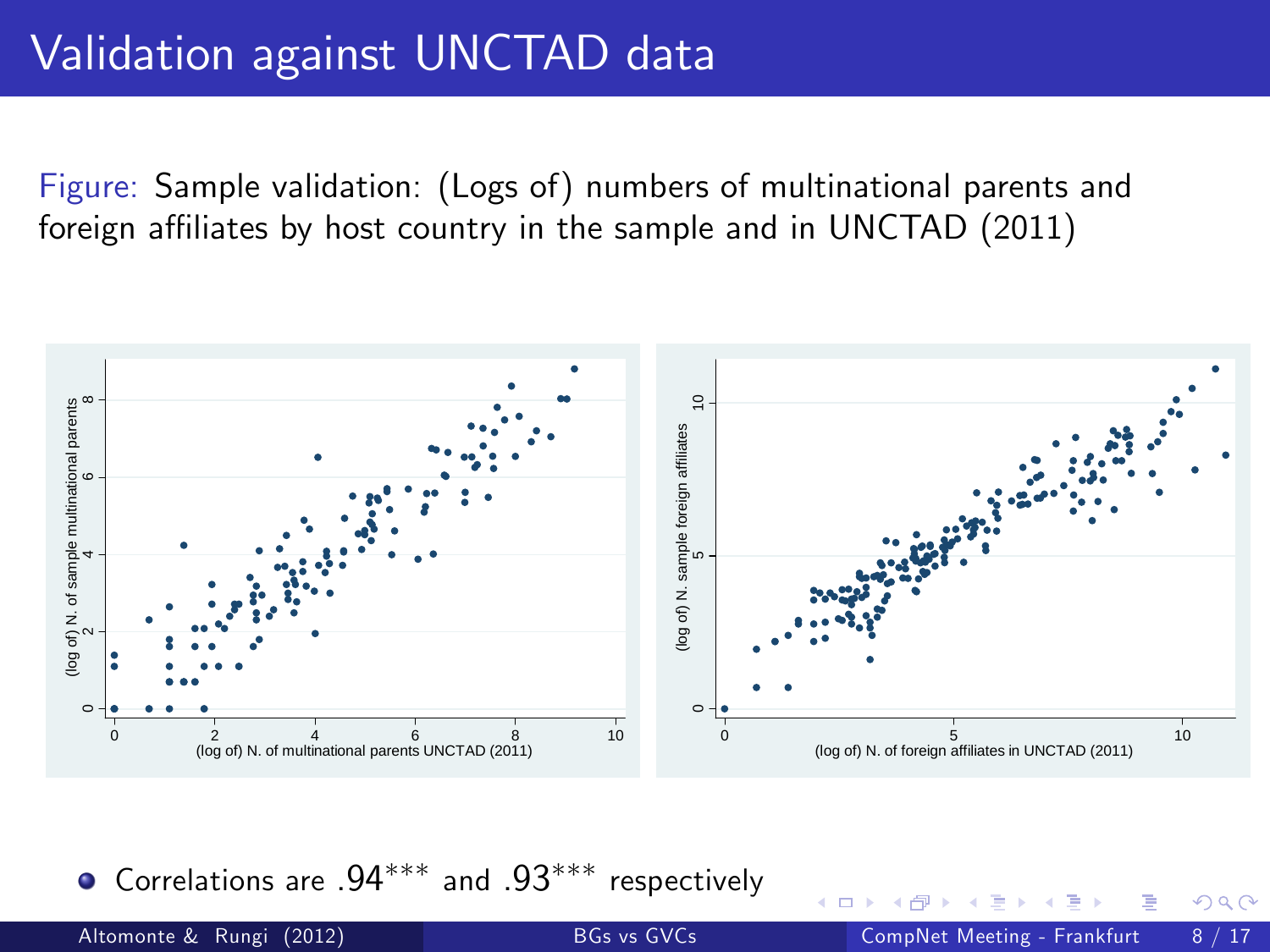# Validation against UNCTAD data

Figure: Sample validation: (Logs of) numbers of multinational parents and foreign affiliates by host country in the sample and in UNCTAD (2011)

- Correlations are .94$^{***}$ and .93$^{***}$ respectively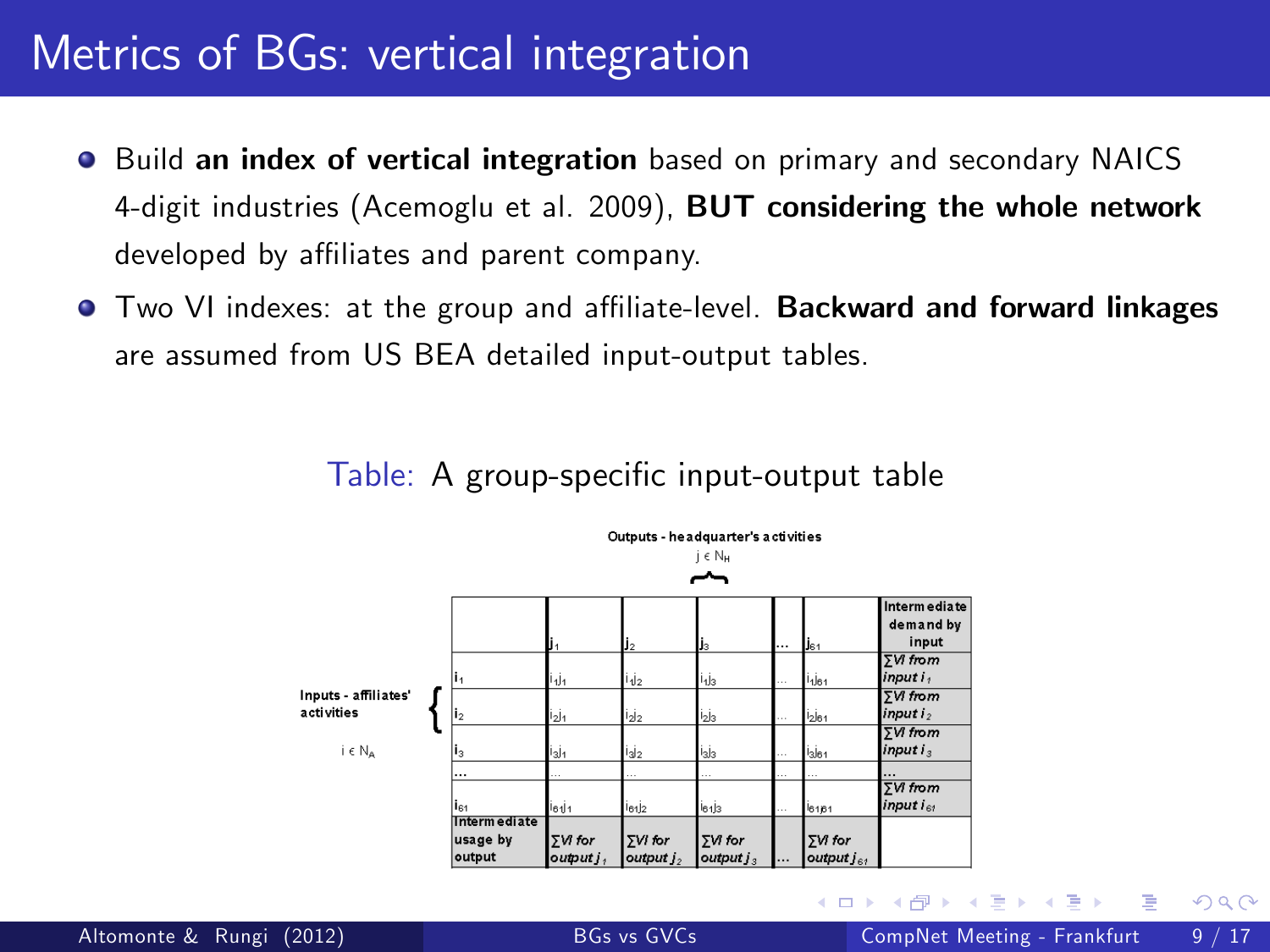# Metrics of BGs: vertical integration

- Build **an index of vertical integration** based on primary and secondary NAICS 4-digit industries (Acemoglu et al. 2009), **BUT considering the whole network** developed by affiliates and parent company.
- Two VI indexes: at the group and affiliate-level. **Backward and forward linkages** are assumed from US BEA detailed input-output tables.

Table: A group-specific input-output table

Outputs - headquarter's activities $j \in N_H$

Inputs - affiliates' activities $i \in N_A$

| | $j_1$ | $j_2$ | $j_3$ | ... | $j_{61}$ | Intermediate demand by input |
|---|---|---|---|---|---|---|
| $i_1$ | $i_1j_1$ | $i_1j_2$ | $i_1j_3$ | ... | $i_1j_{61}$ | *∑VI from input $i_1$* |
| $i_2$ | $i_2j_1$ | $i_2j_2$ | $i_2j_3$ | ... | $i_2j_{61}$ | *∑VI from input $i_2$* |
| $i_3$ | $i_3j_1$ | $i_3j_2$ | $i_3j_3$ | ... | $i_3j_{61}$ | *∑VI from input $i_3$* |
| ... | ... | ... | ... | ... | ... | ... |
| $i_{61}$ | $i_{61}j_1$ | $i_{61}j_2$ | $i_{61}j_3$ | ... | $i_{61}j_{61}$ | *∑VI from input $i_{61}$* |
| Intermediate usage by output | *∑VI for output $j_1$* | *∑VI for output $j_2$* | *∑VI for output $j_3$* | ... | *∑VI for output $j_{61}$* | |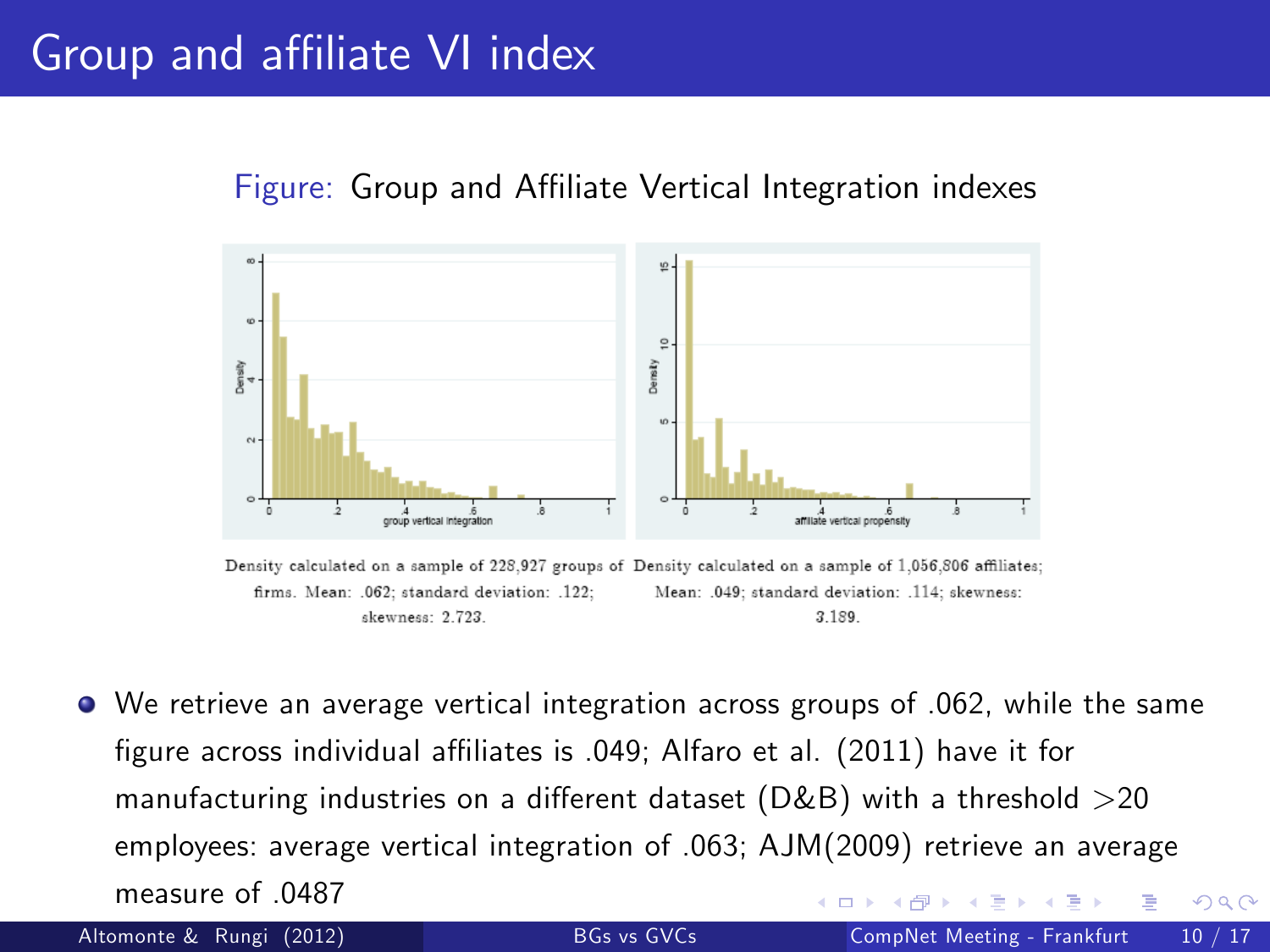# Group and affiliate VI index

Figure: Group and Affiliate Vertical Integration indexes

Density calculated on a sample of 228,927 groups of firms. Mean: .062; standard deviation: .122; skewness: 2.723.

Density calculated on a sample of 1,056,806 affiliates; Mean: .049; standard deviation: .114; skewness: 3.189.

- We retrieve an average vertical integration across groups of .062, while the same figure across individual affiliates is .049; Alfaro et al. (2011) have it for manufacturing industries on a different dataset (D&B) with a threshold >20 employees: average vertical integration of .063; AJM(2009) retrieve an average measure of .0487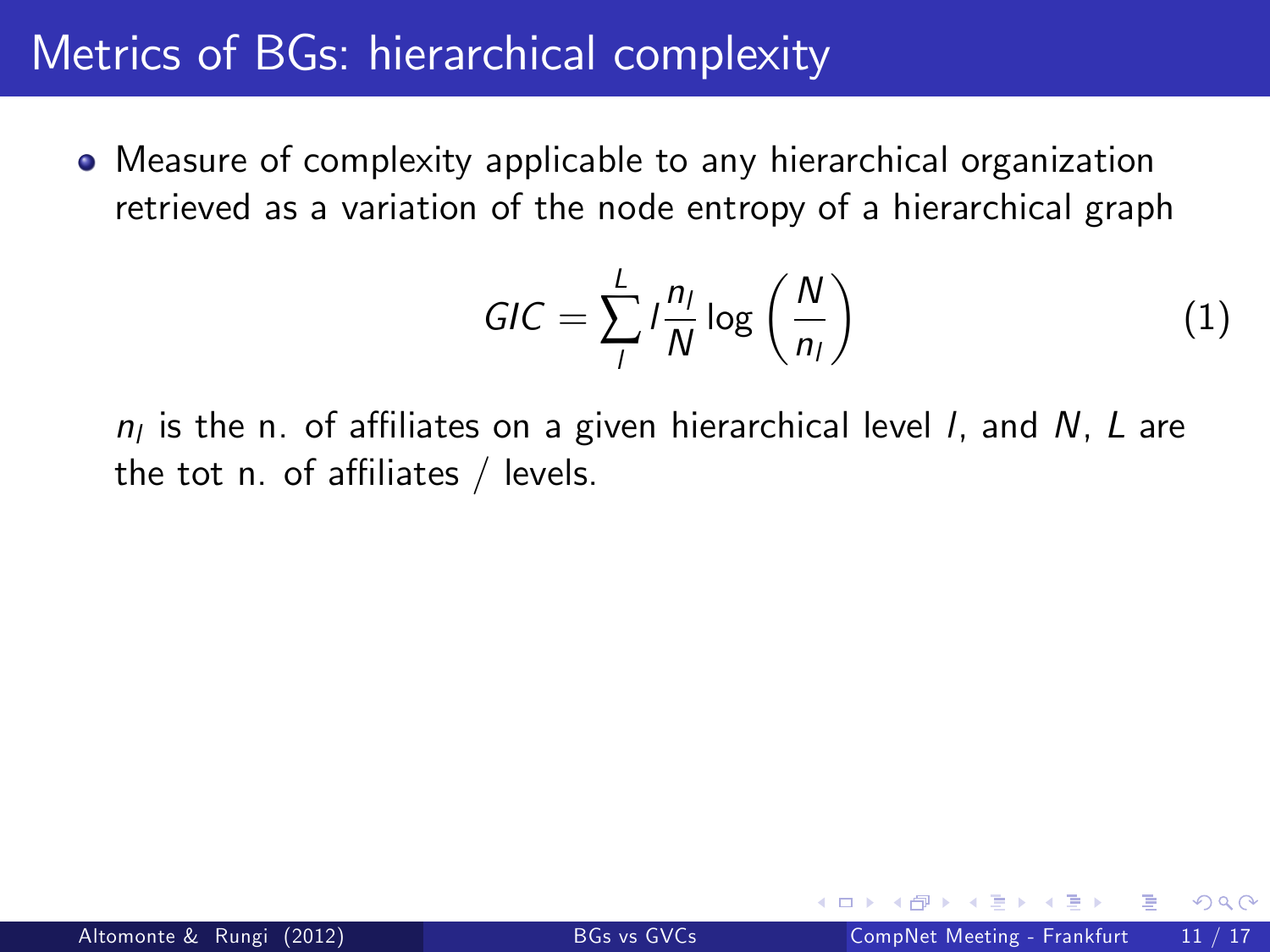# Metrics of BGs: hierarchical complexity

- Measure of complexity applicable to any hierarchical organization retrieved as a variation of the node entropy of a hierarchical graph

$$GIC = \sum_{l}^{L} l \frac{n_l}{N} \log\left(\frac{N}{n_l}\right) \quad (1)$$

$n_l$ is the n. of affiliates on a given hierarchical level $l$, and $N$, $L$ are the tot n. of affiliates / levels.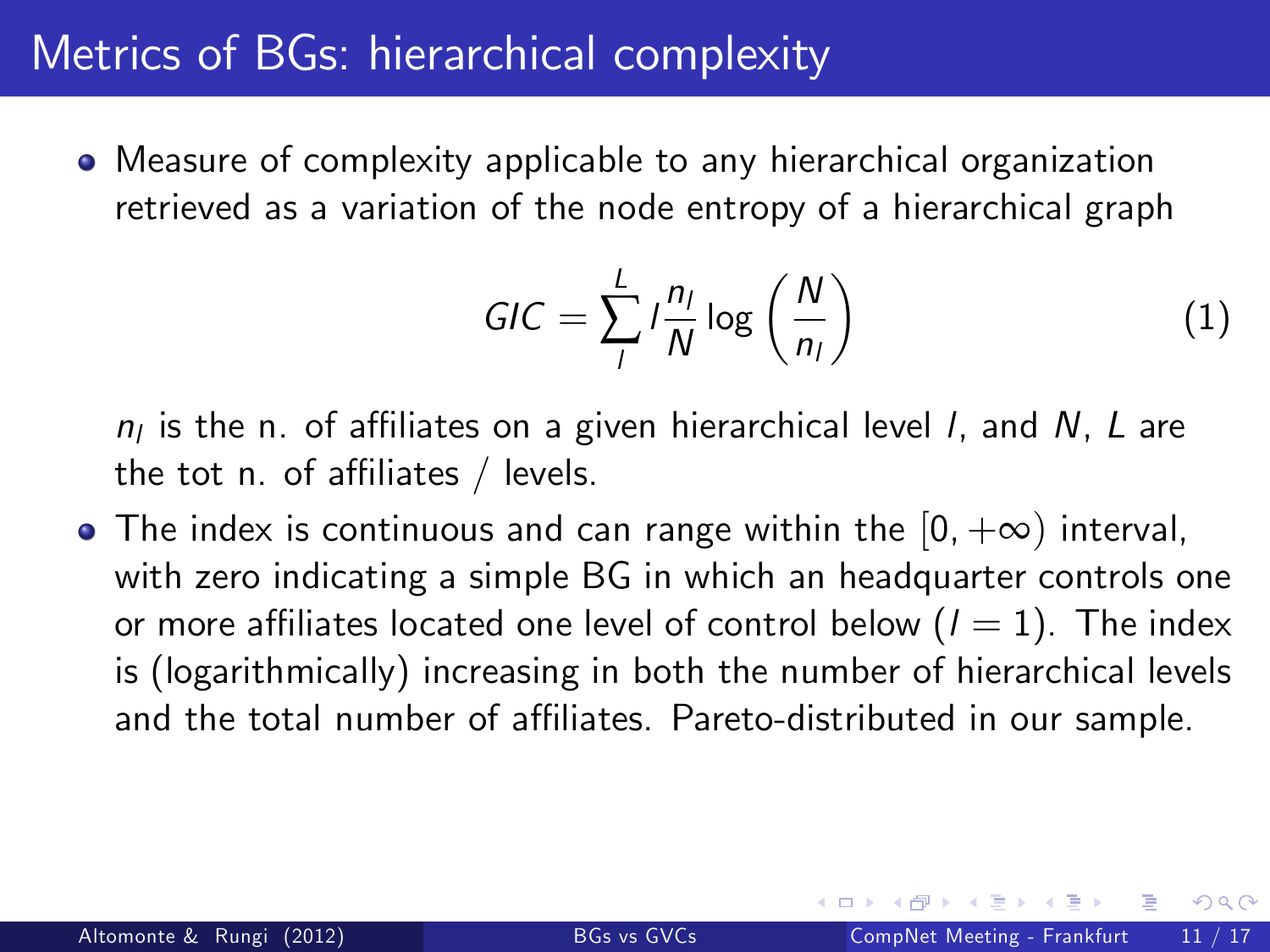# Metrics of BGs: hierarchical complexity

- Measure of complexity applicable to any hierarchical organization retrieved as a variation of the node entropy of a hierarchical graph

$$GIC = \sum_{l}^{L} l \frac{n_l}{N} \log\left(\frac{N}{n_l}\right) \tag{1}$$

  $n_l$ is the n. of affiliates on a given hierarchical level $l$, and $N$, $L$ are the tot n. of affiliates / levels.

- The index is continuous and can range within the $[0, +\infty)$ interval, with zero indicating a simple BG in which an headquarter controls one or more affiliates located one level of control below ($l = 1$). The index is (logarithmically) increasing in both the number of hierarchical levels and the total number of affiliates. Pareto-distributed in our sample.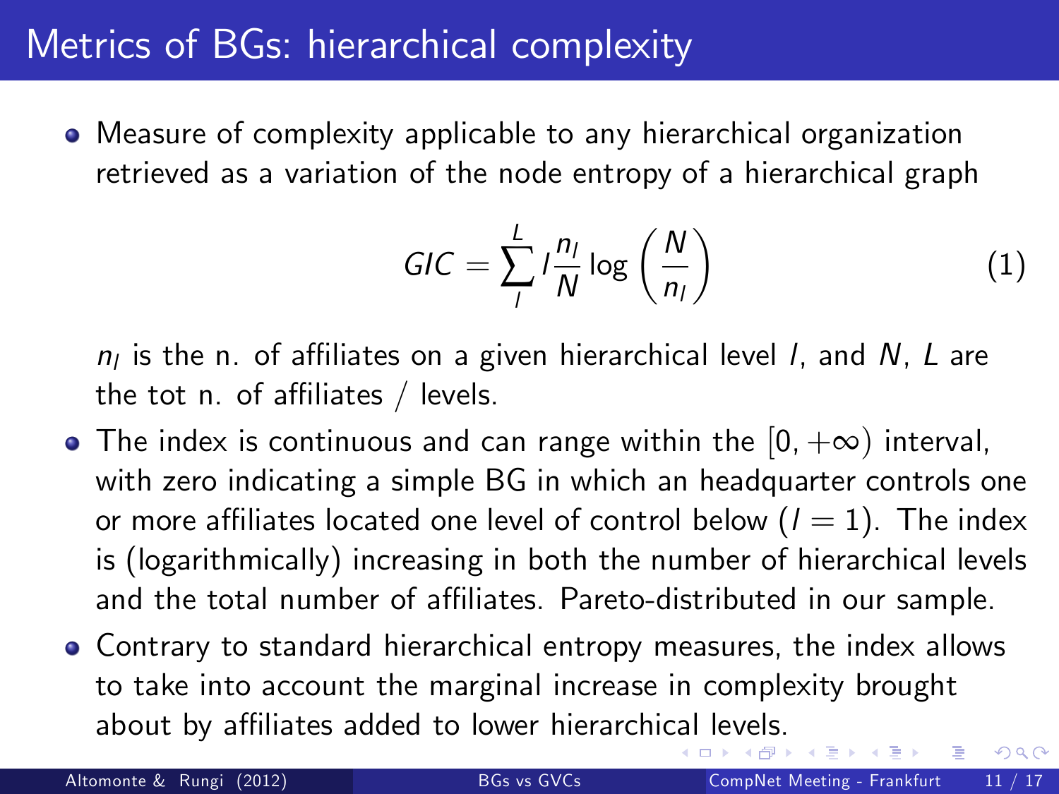# Metrics of BGs: hierarchical complexity

- Measure of complexity applicable to any hierarchical organization retrieved as a variation of the node entropy of a hierarchical graph

$$GIC = \sum_{l}^{L} l \frac{n_l}{N} \log\left(\frac{N}{n_l}\right) \tag{1}$$

  $n_l$ is the n. of affiliates on a given hierarchical level $l$, and $N$, $L$ are the tot n. of affiliates / levels.

- The index is continuous and can range within the $[0, +\infty)$ interval, with zero indicating a simple BG in which an headquarter controls one or more affiliates located one level of control below ($l = 1$). The index is (logarithmically) increasing in both the number of hierarchical levels and the total number of affiliates. Pareto-distributed in our sample.
- Contrary to standard hierarchical entropy measures, the index allows to take into account the marginal increase in complexity brought about by affiliates added to lower hierarchical levels.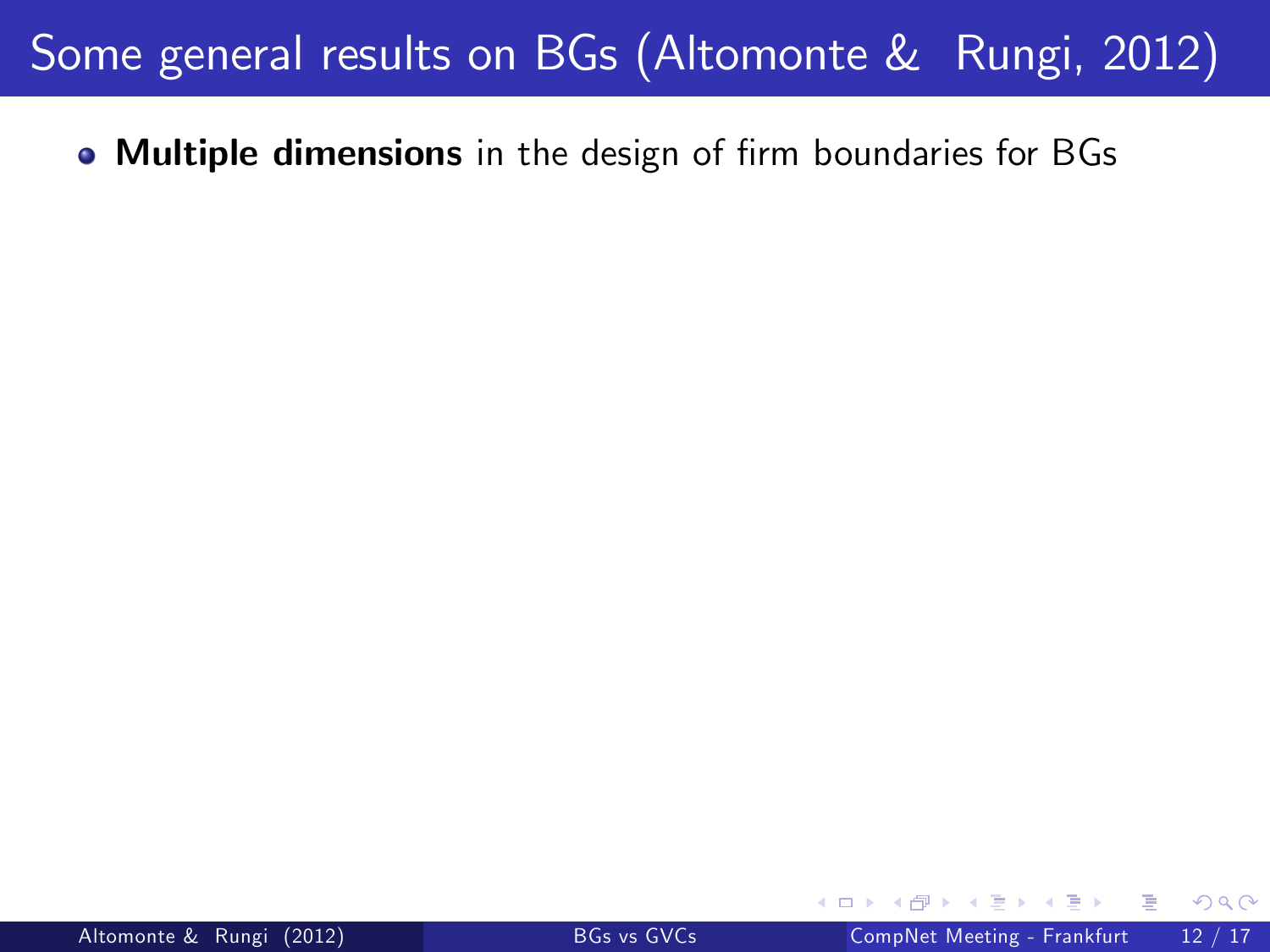# Some general results on BGs (Altomonte & Rungi, 2012)

- **Multiple dimensions** in the design of firm boundaries for BGs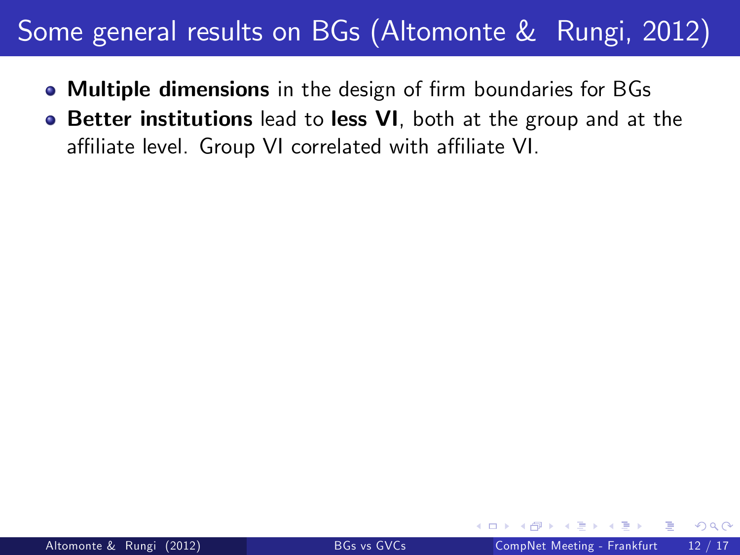# Some general results on BGs (Altomonte & Rungi, 2012)

- **Multiple dimensions** in the design of firm boundaries for BGs
- **Better institutions** lead to **less VI**, both at the group and at the affiliate level. Group VI correlated with affiliate VI.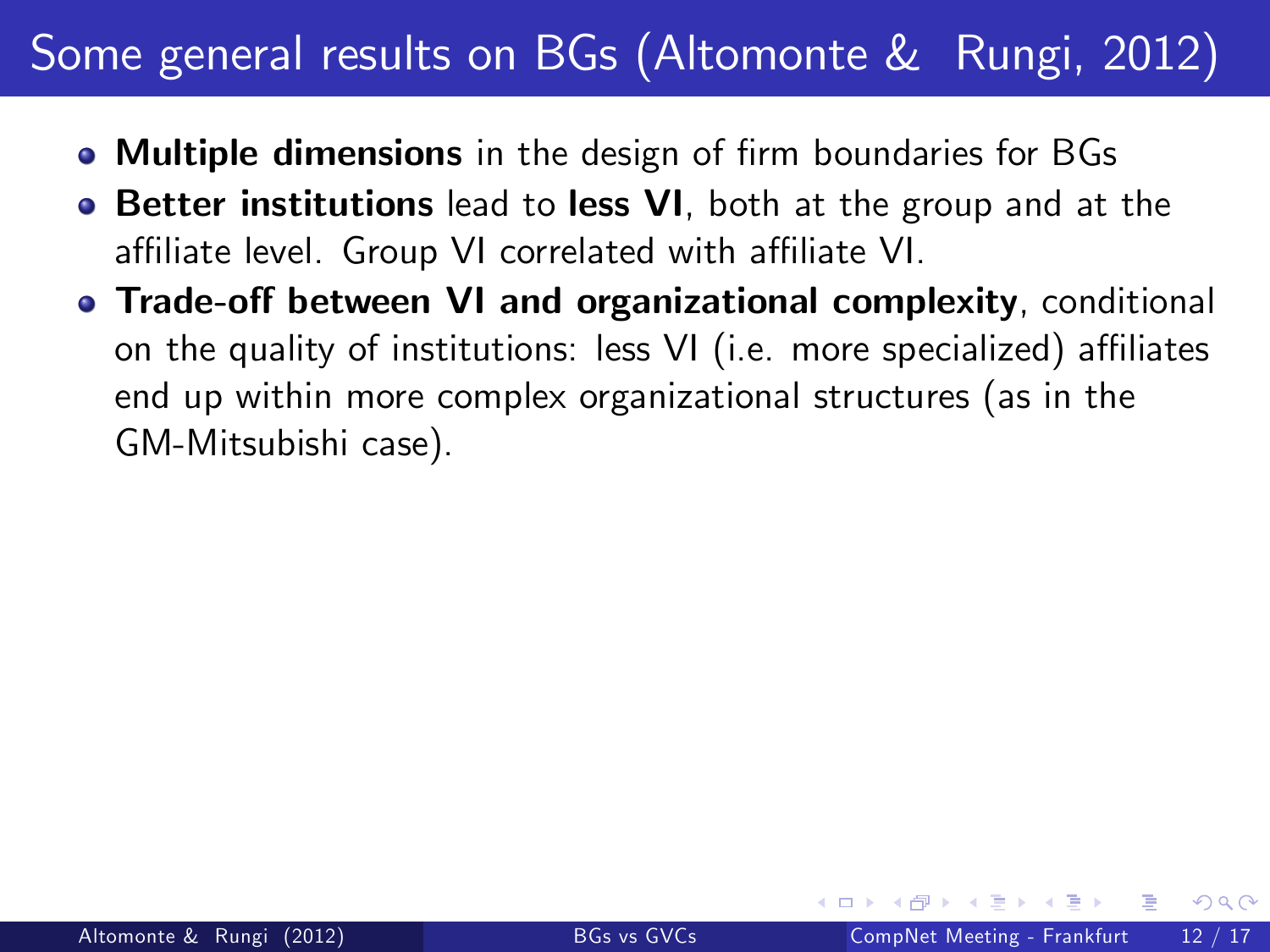# Some general results on BGs (Altomonte & Rungi, 2012)

- **Multiple dimensions** in the design of firm boundaries for BGs
- **Better institutions** lead to **less VI**, both at the group and at the affiliate level. Group VI correlated with affiliate VI.
- **Trade-off between VI and organizational complexity**, conditional on the quality of institutions: less VI (i.e. more specialized) affiliates end up within more complex organizational structures (as in the GM-Mitsubishi case).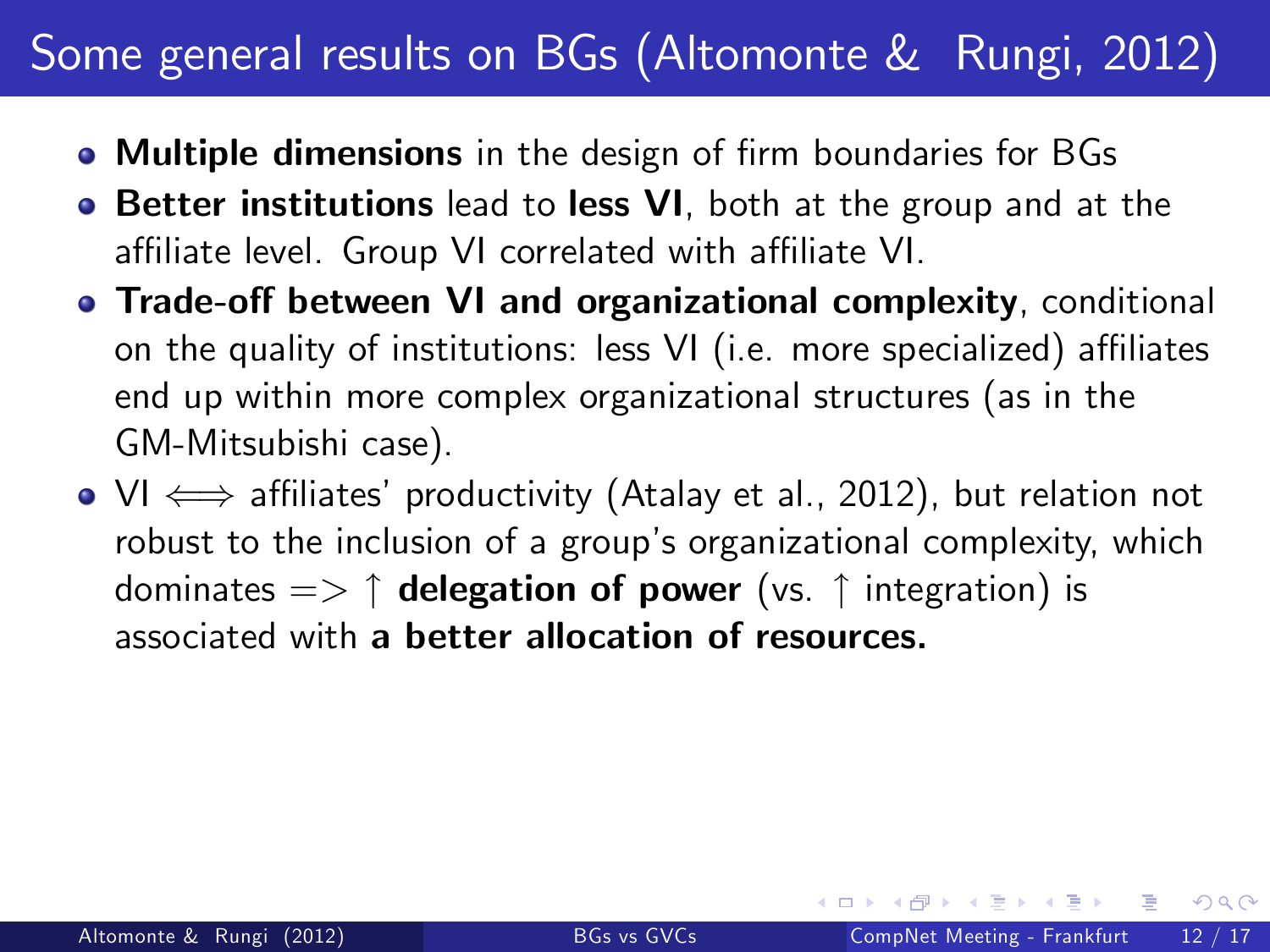# Some general results on BGs (Altomonte & Rungi, 2012)

- **Multiple dimensions** in the design of firm boundaries for BGs
- **Better institutions** lead to **less VI**, both at the group and at the affiliate level. Group VI correlated with affiliate VI.
- **Trade-off between VI and organizational complexity**, conditional on the quality of institutions: less VI (i.e. more specialized) affiliates end up within more complex organizational structures (as in the GM-Mitsubishi case).
- VI $\Longleftrightarrow$ affiliates' productivity (Atalay et al., 2012), but relation not robust to the inclusion of a group's organizational complexity, which dominates => $\uparrow$ **delegation of power** (vs. $\uparrow$ integration) is associated with **a better allocation of resources.**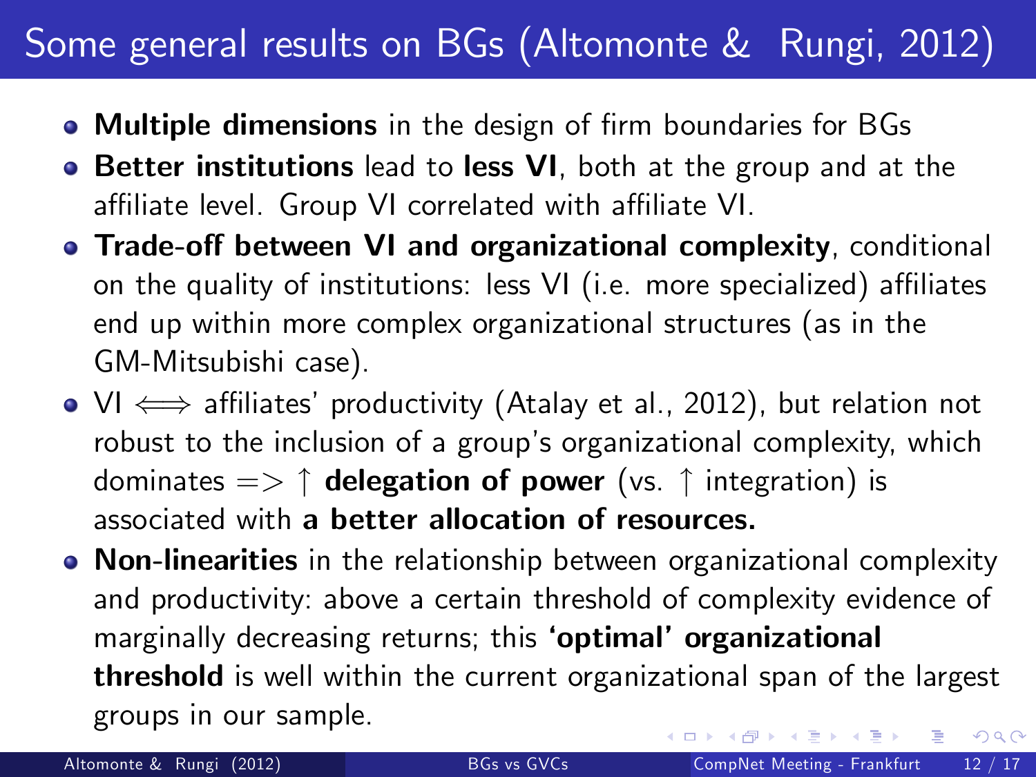# Some general results on BGs (Altomonte & Rungi, 2012)

- **Multiple dimensions** in the design of firm boundaries for BGs
- **Better institutions** lead to **less VI**, both at the group and at the affiliate level. Group VI correlated with affiliate VI.
- **Trade-off between VI and organizational complexity**, conditional on the quality of institutions: less VI (i.e. more specialized) affiliates end up within more complex organizational structures (as in the GM-Mitsubishi case).
- VI $\Longleftrightarrow$ affiliates' productivity (Atalay et al., 2012), but relation not robust to the inclusion of a group's organizational complexity, which dominates => $\uparrow$ **delegation of power** (vs. $\uparrow$ integration) is associated with **a better allocation of resources.**
- **Non-linearities** in the relationship between organizational complexity and productivity: above a certain threshold of complexity evidence of marginally decreasing returns; this **'optimal' organizational threshold** is well within the current organizational span of the largest groups in our sample.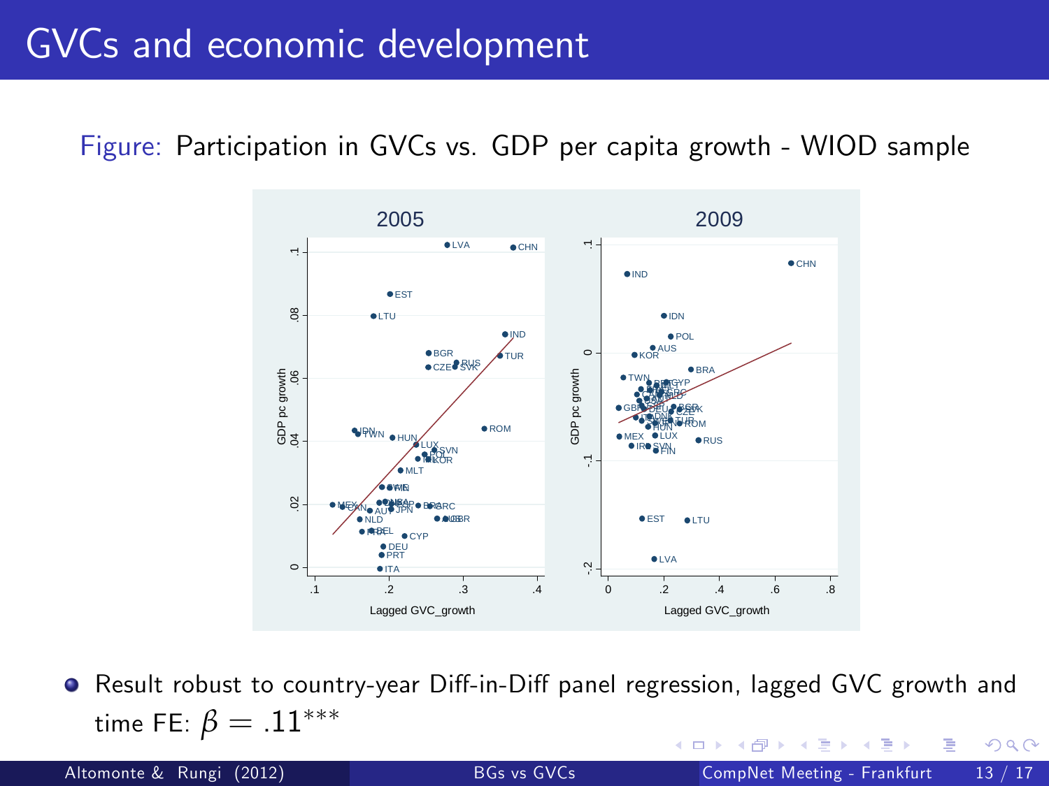# GVCs and economic development

Figure: Participation in GVCs vs. GDP per capita growth - WIOD sample

- Result robust to country-year Diff-in-Diff panel regression, lagged GVC growth and time FE: $\beta = .11^{***}$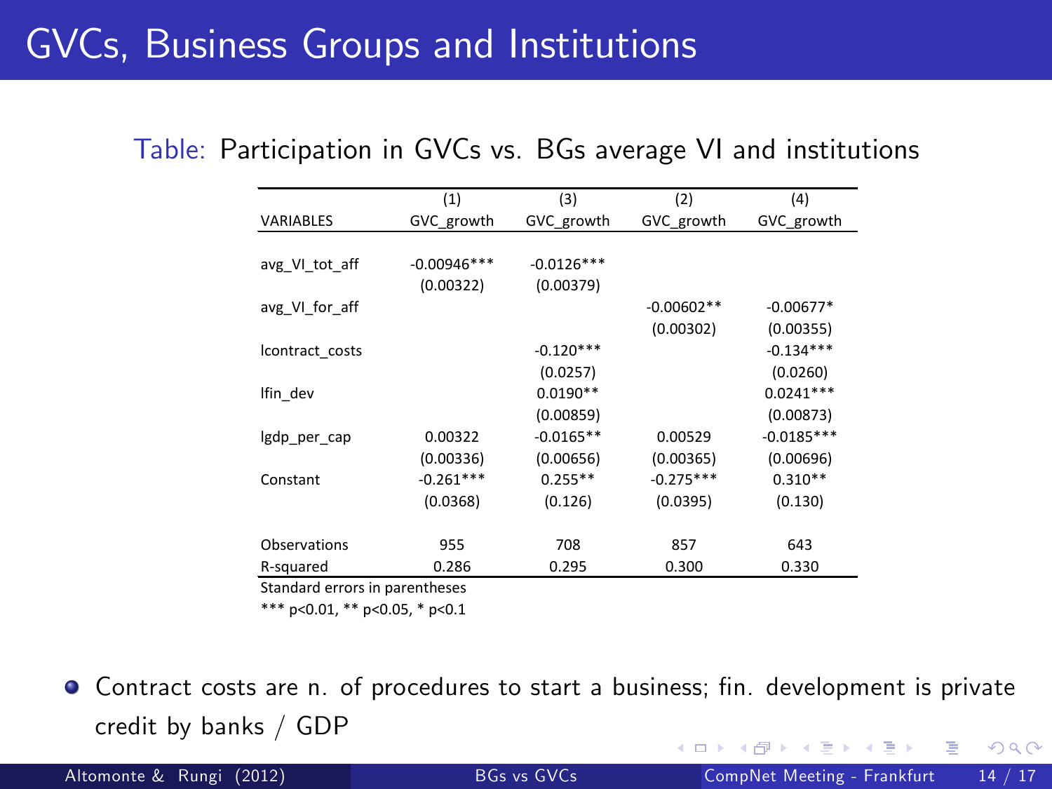# GVCs, Business Groups and Institutions

Table: Participation in GVCs vs. BGs average VI and institutions

| VARIABLES | (1) GVC_growth | (3) GVC_growth | (2) GVC_growth | (4) GVC_growth |
|---|---|---|---|---|
| avg_VI_tot_aff | -0.00946*** | -0.0126*** | | |
| | (0.00322) | (0.00379) | | |
| avg_VI_for_aff | | | -0.00602** | -0.00677* |
| | | | (0.00302) | (0.00355) |
| lcontract_costs | | -0.120*** | | -0.134*** |
| | | (0.0257) | | (0.0260) |
| lfin_dev | | 0.0190** | | 0.0241*** |
| | | (0.00859) | | (0.00873) |
| lgdp_per_cap | 0.00322 | -0.0165** | 0.00529 | -0.0185*** |
| | (0.00336) | (0.00656) | (0.00365) | (0.00696) |
| Constant | -0.261*** | 0.255** | -0.275*** | 0.310** |
| | (0.0368) | (0.126) | (0.0395) | (0.130) |
| Observations | 955 | 708 | 857 | 643 |
| R-squared | 0.286 | 0.295 | 0.300 | 0.330 |

Standard errors in parentheses

*** p<0.01, ** p<0.05, * p<0.1

- Contract costs are n. of procedures to start a business; fin. development is private credit by banks / GDP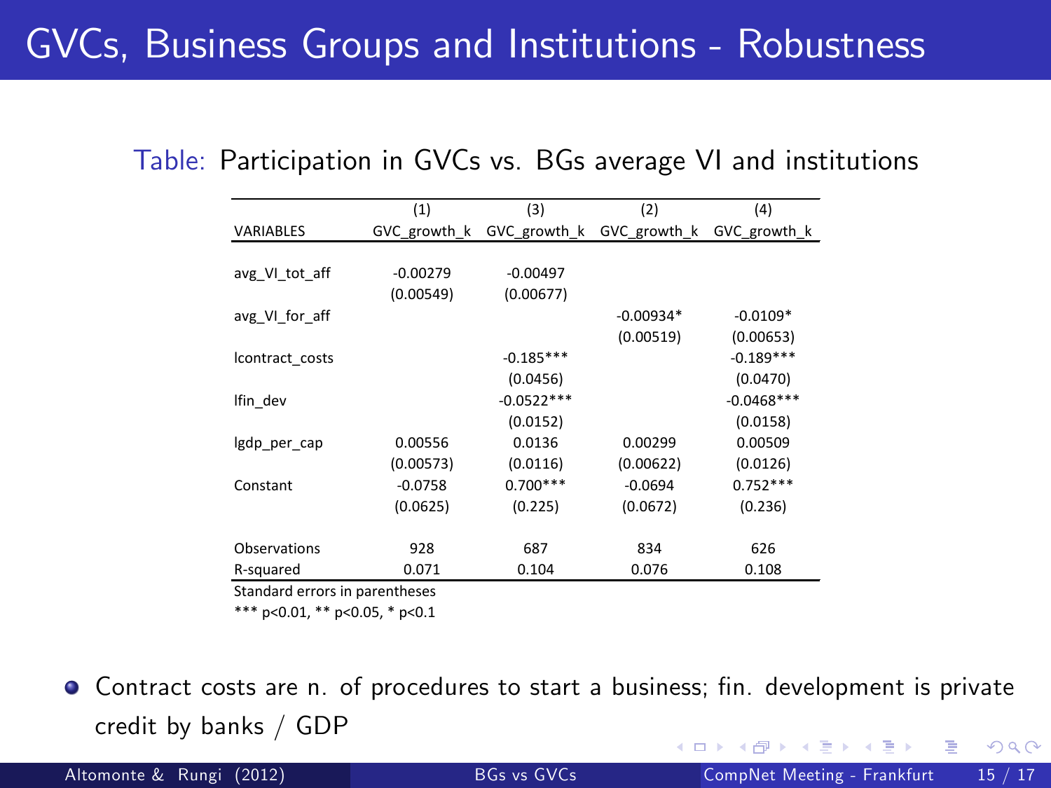# GVCs, Business Groups and Institutions - Robustness

Table: Participation in GVCs vs. BGs average VI and institutions

| | (1) | (3) | (2) | (4) |
|---|---|---|---|---|
| VARIABLES | GVC_growth_k | GVC_growth_k | GVC_growth_k | GVC_growth_k |
| avg_VI_tot_aff | -0.00279 | -0.00497 | | |
| | (0.00549) | (0.00677) | | |
| avg_VI_for_aff | | | -0.00934* | -0.0109* |
| | | | (0.00519) | (0.00653) |
| lcontract_costs | | -0.185*** | | -0.189*** |
| | | (0.0456) | | (0.0470) |
| lfin_dev | | -0.0522*** | | -0.0468*** |
| | | (0.0152) | | (0.0158) |
| lgdp_per_cap | 0.00556 | 0.0136 | 0.00299 | 0.00509 |
| | (0.00573) | (0.0116) | (0.00622) | (0.0126) |
| Constant | -0.0758 | 0.700*** | -0.0694 | 0.752*** |
| | (0.0625) | (0.225) | (0.0672) | (0.236) |
| Observations | 928 | 687 | 834 | 626 |
| R-squared | 0.071 | 0.104 | 0.076 | 0.108 |

Standard errors in parentheses

*** p<0.01, ** p<0.05, * p<0.1

- Contract costs are n. of procedures to start a business; fin. development is private credit by banks / GDP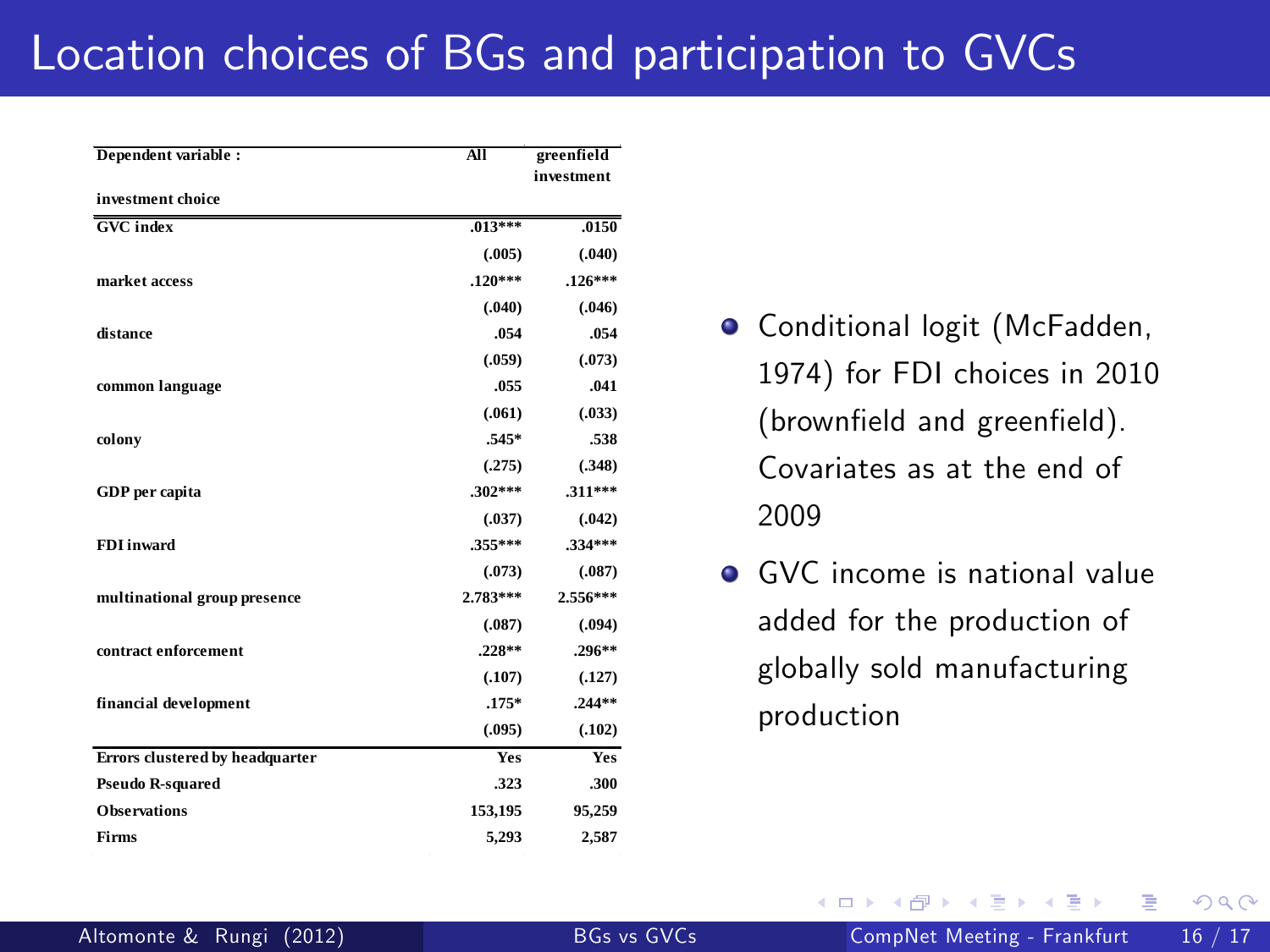# Location choices of BGs and participation to GVCs

| Dependent variable : investment choice | All | greenfield investment |
|---|---|---|
| GVC index | .013*** | .0150 |
| | (.005) | (.040) |
| market access | .120*** | .126*** |
| | (.040) | (.046) |
| distance | .054 | .054 |
| | (.059) | (.073) |
| common language | .055 | .041 |
| | (.061) | (.033) |
| colony | .545* | .538 |
| | (.275) | (.348) |
| GDP per capita | .302*** | .311*** |
| | (.037) | (.042) |
| FDI inward | .355*** | .334*** |
| | (.073) | (.087) |
| multinational group presence | 2.783*** | 2.556*** |
| | (.087) | (.094) |
| contract enforcement | .228** | .296** |
| | (.107) | (.127) |
| financial development | .175* | .244** |
| | (.095) | (.102) |
| Errors clustered by headquarter | Yes | Yes |
| Pseudo R-squared | .323 | .300 |
| Observations | 153,195 | 95,259 |
| Firms | 5,293 | 2,587 |

- Conditional logit (McFadden, 1974) for FDI choices in 2010 (brownfield and greenfield). Covariates as at the end of 2009
- GVC income is national value added for the production of globally sold manufacturing production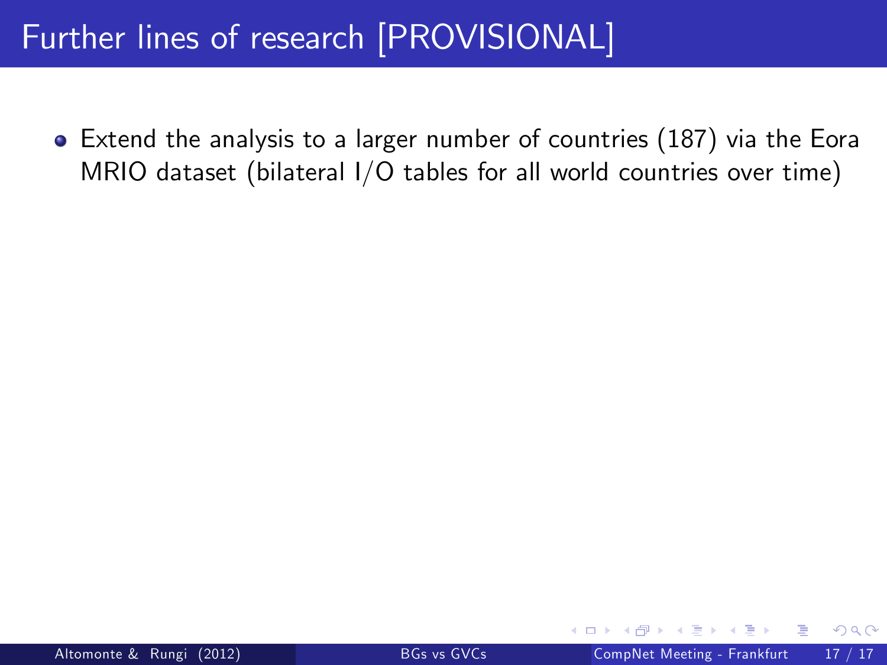# Further lines of research [PROVISIONAL]

- Extend the analysis to a larger number of countries (187) via the Eora MRIO dataset (bilateral I/O tables for all world countries over time)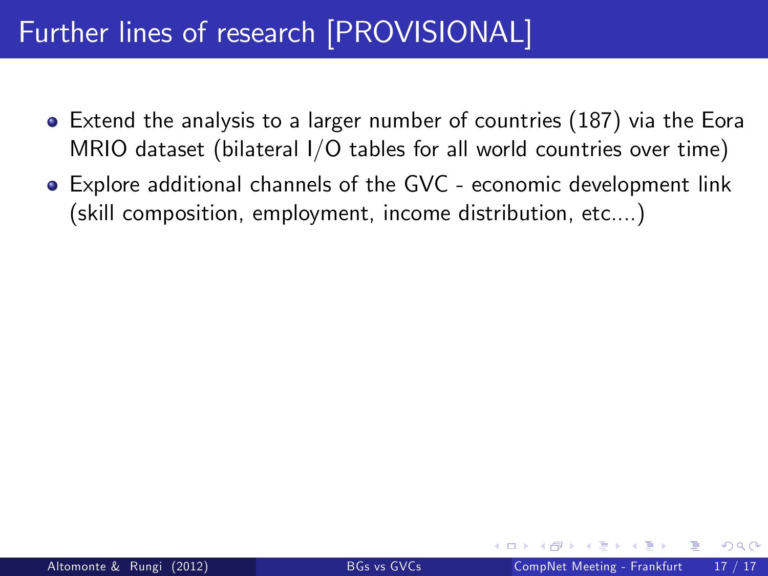# Further lines of research [PROVISIONAL]

- Extend the analysis to a larger number of countries (187) via the Eora MRIO dataset (bilateral I/O tables for all world countries over time)
- Explore additional channels of the GVC - economic development link (skill composition, employment, income distribution, etc....)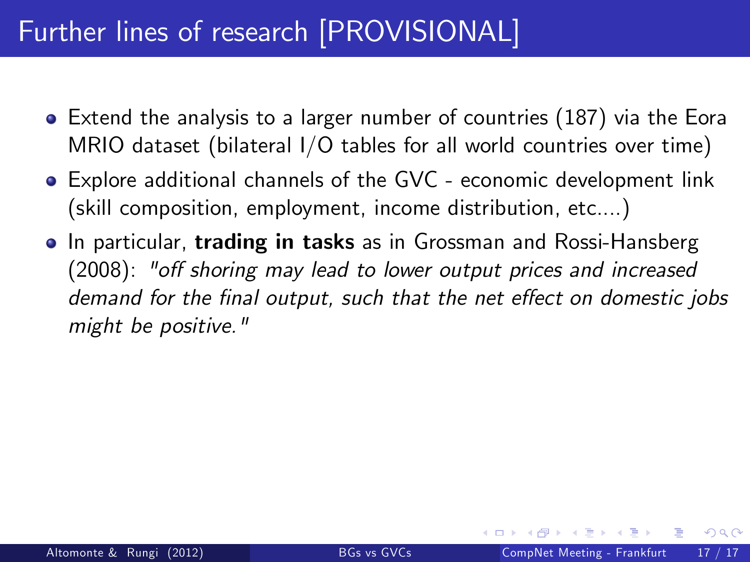# Further lines of research [PROVISIONAL]

- Extend the analysis to a larger number of countries (187) via the Eora MRIO dataset (bilateral I/O tables for all world countries over time)
- Explore additional channels of the GVC - economic development link (skill composition, employment, income distribution, etc....)
- In particular, **trading in tasks** as in Grossman and Rossi-Hansberg (2008): *"off shoring may lead to lower output prices and increased demand for the final output, such that the net effect on domestic jobs might be positive."*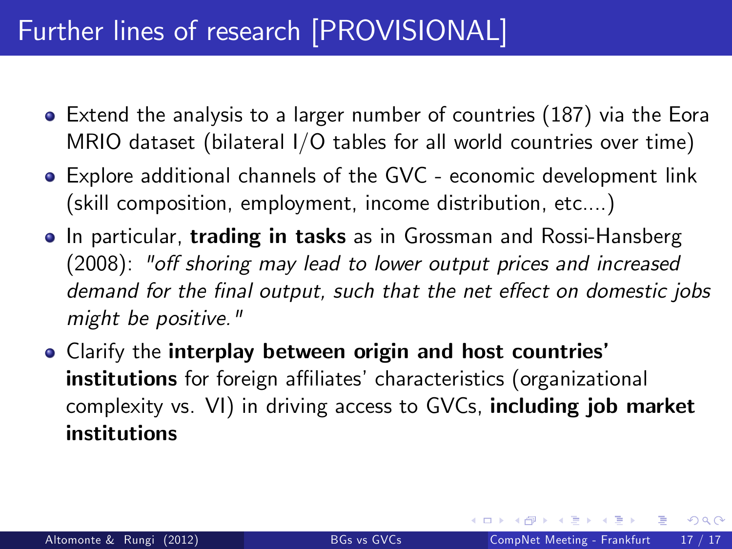# Further lines of research [PROVISIONAL]

- Extend the analysis to a larger number of countries (187) via the Eora MRIO dataset (bilateral I/O tables for all world countries over time)
- Explore additional channels of the GVC - economic development link (skill composition, employment, income distribution, etc....)
- In particular, **trading in tasks** as in Grossman and Rossi-Hansberg (2008): *"off shoring may lead to lower output prices and increased demand for the final output, such that the net effect on domestic jobs might be positive."*
- Clarify the **interplay between origin and host countries' institutions** for foreign affiliates' characteristics (organizational complexity vs. VI) in driving access to GVCs, **including job market institutions**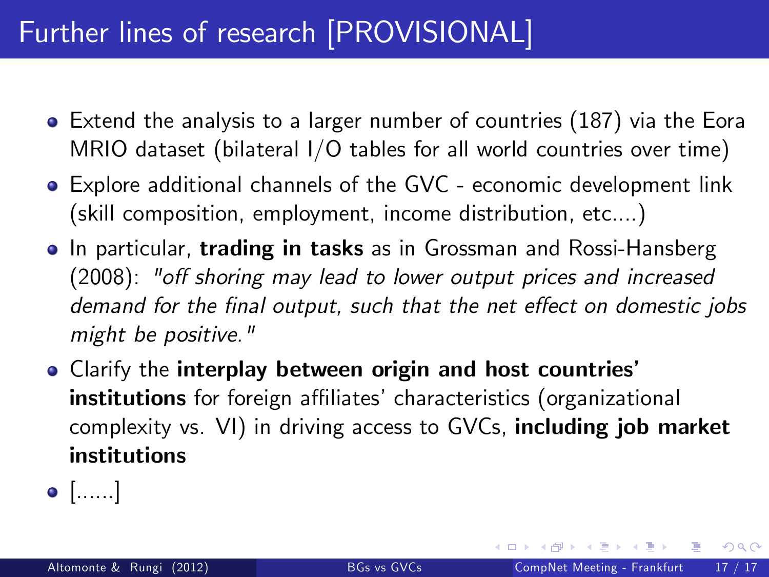# Further lines of research [PROVISIONAL]

- Extend the analysis to a larger number of countries (187) via the Eora MRIO dataset (bilateral I/O tables for all world countries over time)
- Explore additional channels of the GVC - economic development link (skill composition, employment, income distribution, etc....)
- In particular, **trading in tasks** as in Grossman and Rossi-Hansberg (2008): *"off shoring may lead to lower output prices and increased demand for the final output, such that the net effect on domestic jobs might be positive."*
- Clarify the **interplay between origin and host countries' institutions** for foreign affiliates' characteristics (organizational complexity vs. VI) in driving access to GVCs, **including job market institutions**
- [......]